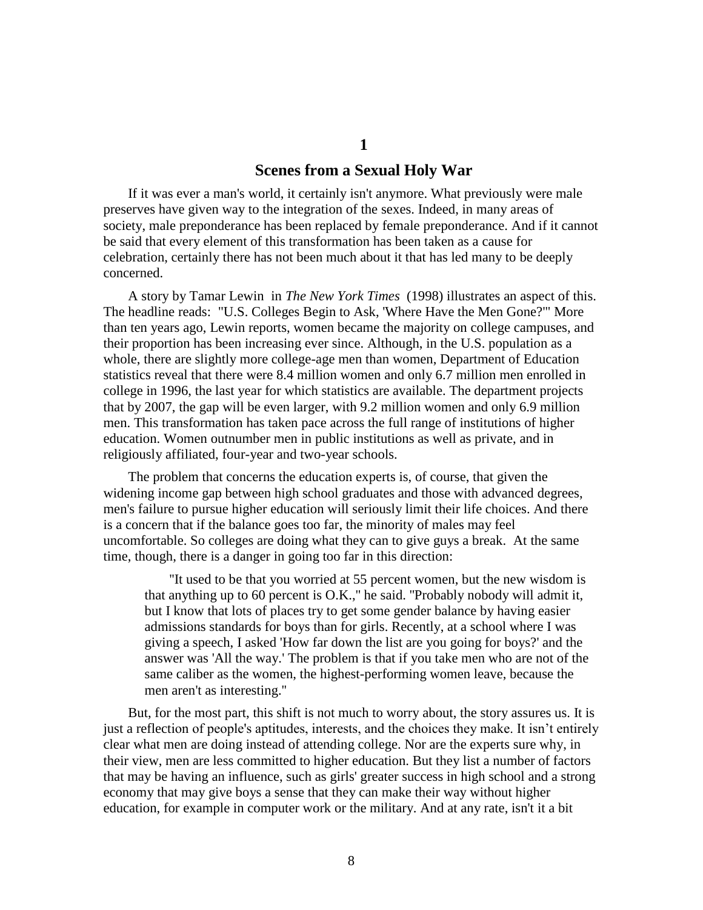# 1

## Scenes from a Sexual Holy War

If it was ever a man's world, it certainly isn't anymore. What previously were male preserves have given way to the integration of the sexes. Indeed, in many areas of society, male preponderance has been replaced by female preponderance. And if it cannot be said that every element of this transformation has been taken as a cause for celebration, certainly there has not been much about it that has led many to be deeply concerned.

A story by Tamar Lewin in *The New York Times* (1998) illustrates an aspect of this. The headline reads: "U.S. Colleges Begin to Ask, 'Where Have the Men Gone?'" More than ten years ago, Lewin reports, women became the majority on college campuses, and their proportion has been increasing ever since. Although, in the U.S. population as a whole, there are slightly more college-age men than women, Department of Education statistics reveal that there were 8.4 million women and only 6.7 million men enrolled in college in 1996, the last year for which statistics are available. The department projects that by 2007, the gap will be even larger, with 9.2 million women and only 6.9 million men. This transformation has taken pace across the full range of institutions of higher education. Women outnumber men in public institutions as well as private, and in religiously affiliated, four-year and two-year schools.

The problem that concerns the education experts is, of course, that given the widening income gap between high school graduates and those with advanced degrees, men's failure to pursue higher education will seriously limit their life choices. And there is a concern that if the balance goes too far, the minority of males may feel uncomfortable. So colleges are doing what they can to give guys a break. At the same time, though, there is a danger in going too far in this direction:

> "It used to be that you worried at 55 percent women, but the new wisdom is that anything up to 60 percent is O.K.," he said. "Probably nobody will admit it, but I know that lots of places try to get some gender balance by having easier admissions standards for boys than for girls. Recently, at a school where I was giving a speech, I asked 'How far down the list are you going for boys?' and the answer was 'All the way.' The problem is that if you take men who are not of the same caliber as the women, the highest-performing women leave, because the men aren't as interesting."

But, for the most part, this shift is not much to worry about, the story assures us. It is just a reflection of people's aptitudes, interests, and the choices they make. It isn't entirely clear what men are doing instead of attending college. Nor are the experts sure why, in their view, men are less committed to higher education. But they list a number of factors that may be having an influence, such as girls' greater success in high school and a strong economy that may give boys a sense that they can make their way without higher education, for example in computer work or the military. And at any rate, isn't it a bit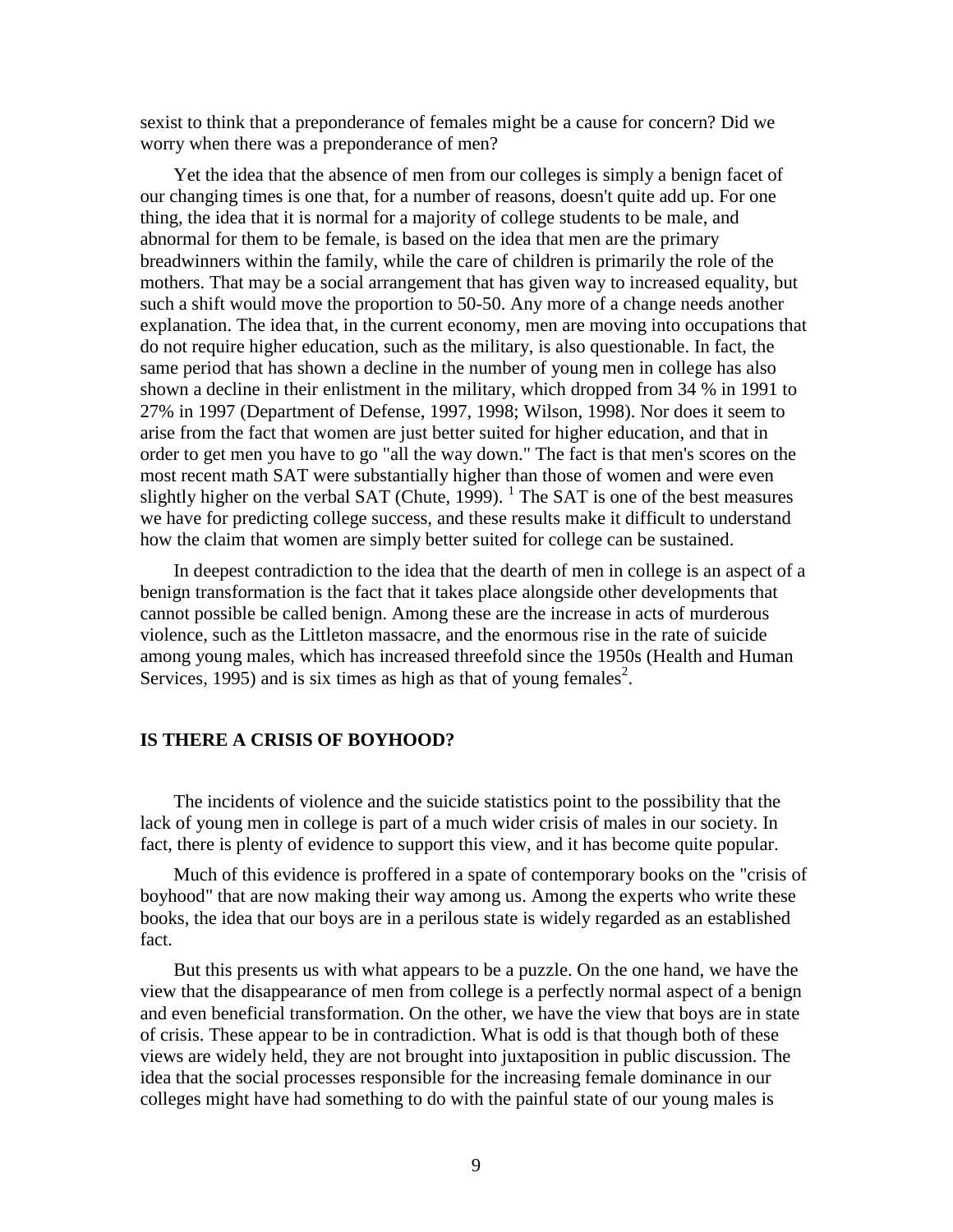sexist to think that a preponderance of females might be a cause for concern? Did we worry when there was a preponderance of men?

Yet the idea that the absence of men from our colleges is simply a benign facet of our changing times is one that, for a number of reasons, doesn't quite add up. For one thing, the idea that it is normal for a majority of college students to be male, and abnormal for them to be female, is based on the idea that men are the primary breadwinners within the family, while the care of children is primarily the role of the mothers. That may be a social arrangement that has given way to increased equality, but such a shift would move the proportion to 50-50. Any more of a change needs another explanation. The idea that, in the current economy, men are moving into occupations that do not require higher education, such as the military, is also questionable. In fact, the same period that has shown a decline in the number of young men in college has also shown a decline in their enlistment in the military, which dropped from 34 % in 1991 to 27% in 1997 (Department of Defense, 1997, 1998; Wilson, 1998). Nor does it seem to arise from the fact that women are just better suited for higher education, and that in order to get men you have to go "all the way down." The fact is that men's scores on the most recent math SAT were substantially higher than those of women and were even slightly higher on the verbal SAT (Chute, 1999). [1] The SAT is one of the best measures we have for predicting college success, and these results make it difficult to understand how the claim that women are simply better suited for college can be sustained.

In deepest contradiction to the idea that the dearth of men in college is an aspect of a benign transformation is the fact that it takes place alongside other developments that cannot possible be called benign. Among these are the increase in acts of murderous violence, such as the Littleton massacre, and the enormous rise in the rate of suicide among young males, which has increased threefold since the 1950s (Health and Human Services, 1995) and is six times as high as that of young females[2].

## IS THERE A CRISIS OF BOYHOOD?

The incidents of violence and the suicide statistics point to the possibility that the lack of young men in college is part of a much wider crisis of males in our society. In fact, there is plenty of evidence to support this view, and it has become quite popular.

Much of this evidence is proffered in a spate of contemporary books on the "crisis of boyhood" that are now making their way among us. Among the experts who write these books, the idea that our boys are in a perilous state is widely regarded as an established fact.

But this presents us with what appears to be a puzzle. On the one hand, we have the view that the disappearance of men from college is a perfectly normal aspect of a benign and even beneficial transformation. On the other, we have the view that boys are in state of crisis. These appear to be in contradiction. What is odd is that though both of these views are widely held, they are not brought into juxtaposition in public discussion. The idea that the social processes responsible for the increasing female dominance in our colleges might have had something to do with the painful state of our young males is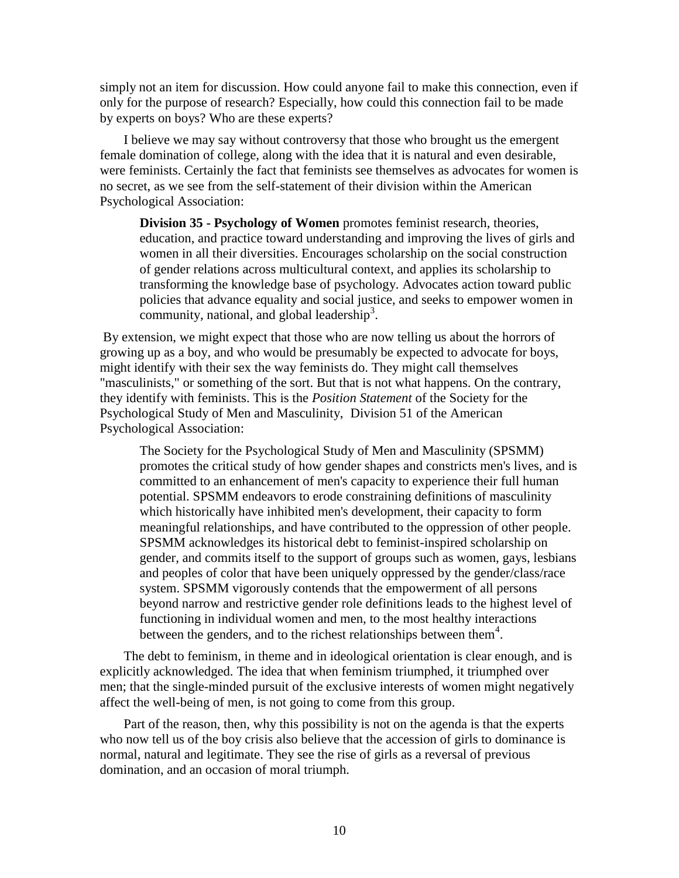simply not an item for discussion. How could anyone fail to make this connection, even if only for the purpose of research? Especially, how could this connection fail to be made by experts on boys? Who are these experts?

I believe we may say without controversy that those who brought us the emergent female domination of college, along with the idea that it is natural and even desirable, were feminists. Certainly the fact that feminists see themselves as advocates for women is no secret, as we see from the self-statement of their division within the American Psychological Association:

> **Division 35 - Psychology of Women** promotes feminist research, theories, education, and practice toward understanding and improving the lives of girls and women in all their diversities. Encourages scholarship on the social construction of gender relations across multicultural context, and applies its scholarship to transforming the knowledge base of psychology. Advocates action toward public policies that advance equality and social justice, and seeks to empower women in community, national, and global leadership[3].

By extension, we might expect that those who are now telling us about the horrors of growing up as a boy, and who would be presumably be expected to advocate for boys, might identify with their sex the way feminists do. They might call themselves "masculinists," or something of the sort. But that is not what happens. On the contrary, they identify with feminists. This is the *Position Statement* of the Society for the Psychological Study of Men and Masculinity, Division 51 of the American Psychological Association:

> The Society for the Psychological Study of Men and Masculinity (SPSMM) promotes the critical study of how gender shapes and constricts men's lives, and is committed to an enhancement of men's capacity to experience their full human potential. SPSMM endeavors to erode constraining definitions of masculinity which historically have inhibited men's development, their capacity to form meaningful relationships, and have contributed to the oppression of other people. SPSMM acknowledges its historical debt to feminist-inspired scholarship on gender, and commits itself to the support of groups such as women, gays, lesbians and peoples of color that have been uniquely oppressed by the gender/class/race system. SPSMM vigorously contends that the empowerment of all persons beyond narrow and restrictive gender role definitions leads to the highest level of functioning in individual women and men, to the most healthy interactions between the genders, and to the richest relationships between them[4].

The debt to feminism, in theme and in ideological orientation is clear enough, and is explicitly acknowledged. The idea that when feminism triumphed, it triumphed over men; that the single-minded pursuit of the exclusive interests of women might negatively affect the well-being of men, is not going to come from this group.

Part of the reason, then, why this possibility is not on the agenda is that the experts who now tell us of the boy crisis also believe that the accession of girls to dominance is normal, natural and legitimate. They see the rise of girls as a reversal of previous domination, and an occasion of moral triumph.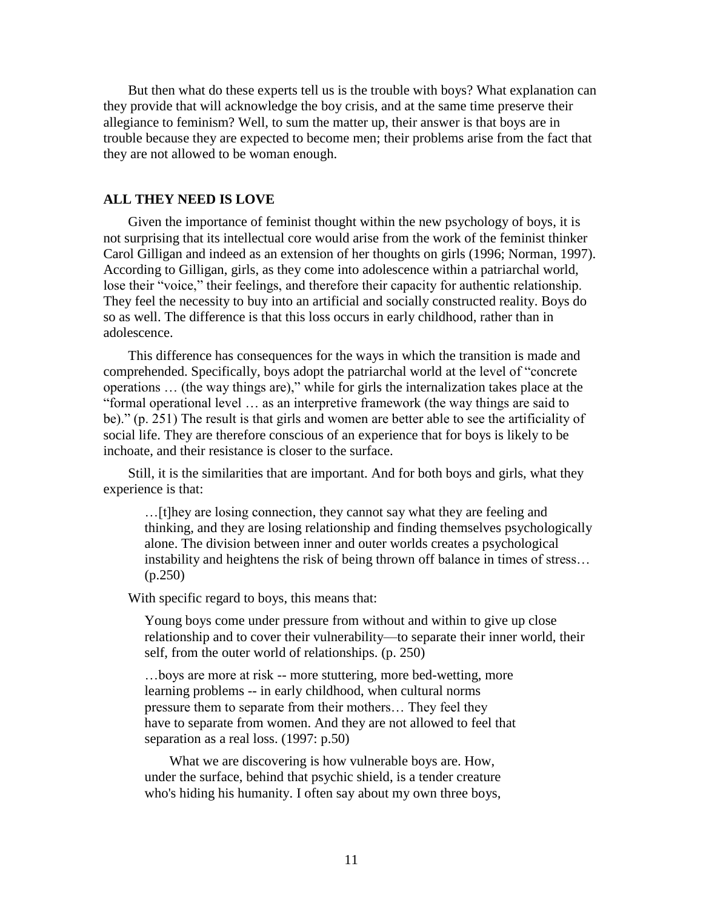But then what do these experts tell us is the trouble with boys? What explanation can they provide that will acknowledge the boy crisis, and at the same time preserve their allegiance to feminism? Well, to sum the matter up, their answer is that boys are in trouble because they are expected to become men; their problems arise from the fact that they are not allowed to be woman enough.

## ALL THEY NEED IS LOVE

Given the importance of feminist thought within the new psychology of boys, it is not surprising that its intellectual core would arise from the work of the feminist thinker Carol Gilligan and indeed as an extension of her thoughts on girls (1996; Norman, 1997). According to Gilligan, girls, as they come into adolescence within a patriarchal world, lose their "voice," their feelings, and therefore their capacity for authentic relationship. They feel the necessity to buy into an artificial and socially constructed reality. Boys do so as well. The difference is that this loss occurs in early childhood, rather than in adolescence.

This difference has consequences for the ways in which the transition is made and comprehended. Specifically, boys adopt the patriarchal world at the level of "concrete operations … (the way things are)," while for girls the internalization takes place at the "formal operational level … as an interpretive framework (the way things are said to be)." (p. 251) The result is that girls and women are better able to see the artificiality of social life. They are therefore conscious of an experience that for boys is likely to be inchoate, and their resistance is closer to the surface.

Still, it is the similarities that are important. And for both boys and girls, what they experience is that:

> …[t]hey are losing connection, they cannot say what they are feeling and thinking, and they are losing relationship and finding themselves psychologically alone. The division between inner and outer worlds creates a psychological instability and heightens the risk of being thrown off balance in times of stress… (p.250)

With specific regard to boys, this means that:

> Young boys come under pressure from without and within to give up close relationship and to cover their vulnerability—to separate their inner world, their self, from the outer world of relationships. (p. 250)

> …boys are more at risk -- more stuttering, more bed-wetting, more learning problems -- in early childhood, when cultural norms pressure them to separate from their mothers… They feel they have to separate from women. And they are not allowed to feel that separation as a real loss. (1997: p.50)

> What we are discovering is how vulnerable boys are. How, under the surface, behind that psychic shield, is a tender creature who's hiding his humanity. I often say about my own three boys,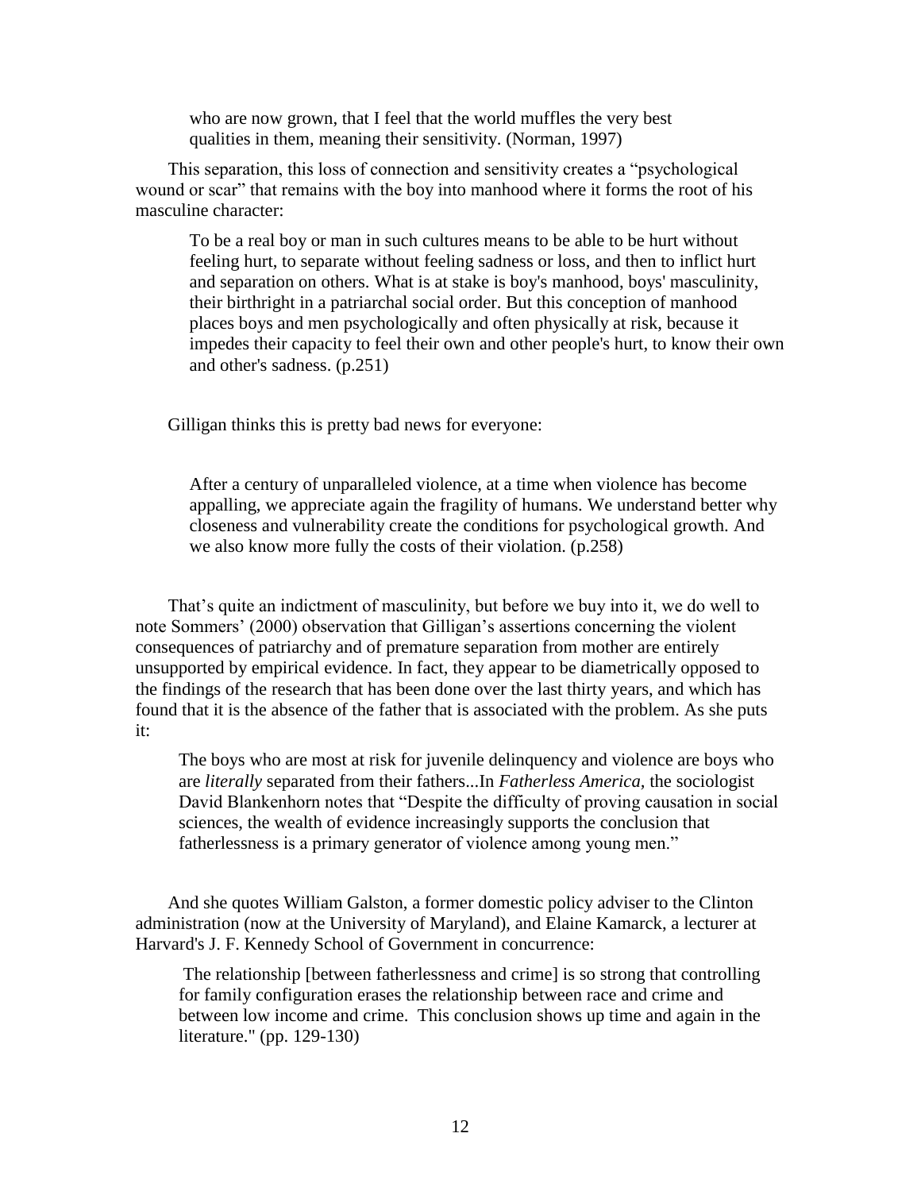> who are now grown, that I feel that the world muffles the very best qualities in them, meaning their sensitivity. (Norman, 1997)

This separation, this loss of connection and sensitivity creates a "psychological wound or scar" that remains with the boy into manhood where it forms the root of his masculine character:

> To be a real boy or man in such cultures means to be able to be hurt without feeling hurt, to separate without feeling sadness or loss, and then to inflict hurt and separation on others. What is at stake is boy's manhood, boys' masculinity, their birthright in a patriarchal social order. But this conception of manhood places boys and men psychologically and often physically at risk, because it impedes their capacity to feel their own and other people's hurt, to know their own and other's sadness. (p.251)

Gilligan thinks this is pretty bad news for everyone:

> After a century of unparalleled violence, at a time when violence has become appalling, we appreciate again the fragility of humans. We understand better why closeness and vulnerability create the conditions for psychological growth. And we also know more fully the costs of their violation. (p.258)

That's quite an indictment of masculinity, but before we buy into it, we do well to note Sommers' (2000) observation that Gilligan's assertions concerning the violent consequences of patriarchy and of premature separation from mother are entirely unsupported by empirical evidence. In fact, they appear to be diametrically opposed to the findings of the research that has been done over the last thirty years, and which has found that it is the absence of the father that is associated with the problem. As she puts it:

> The boys who are most at risk for juvenile delinquency and violence are boys who are *literally* separated from their fathers...In *Fatherless America,* the sociologist David Blankenhorn notes that "Despite the difficulty of proving causation in social sciences, the wealth of evidence increasingly supports the conclusion that fatherlessness is a primary generator of violence among young men."

And she quotes William Galston, a former domestic policy adviser to the Clinton administration (now at the University of Maryland), and Elaine Kamarck, a lecturer at Harvard's J. F. Kennedy School of Government in concurrence:

> The relationship [between fatherlessness and crime] is so strong that controlling for family configuration erases the relationship between race and crime and between low income and crime. This conclusion shows up time and again in the literature." (pp. 129-130)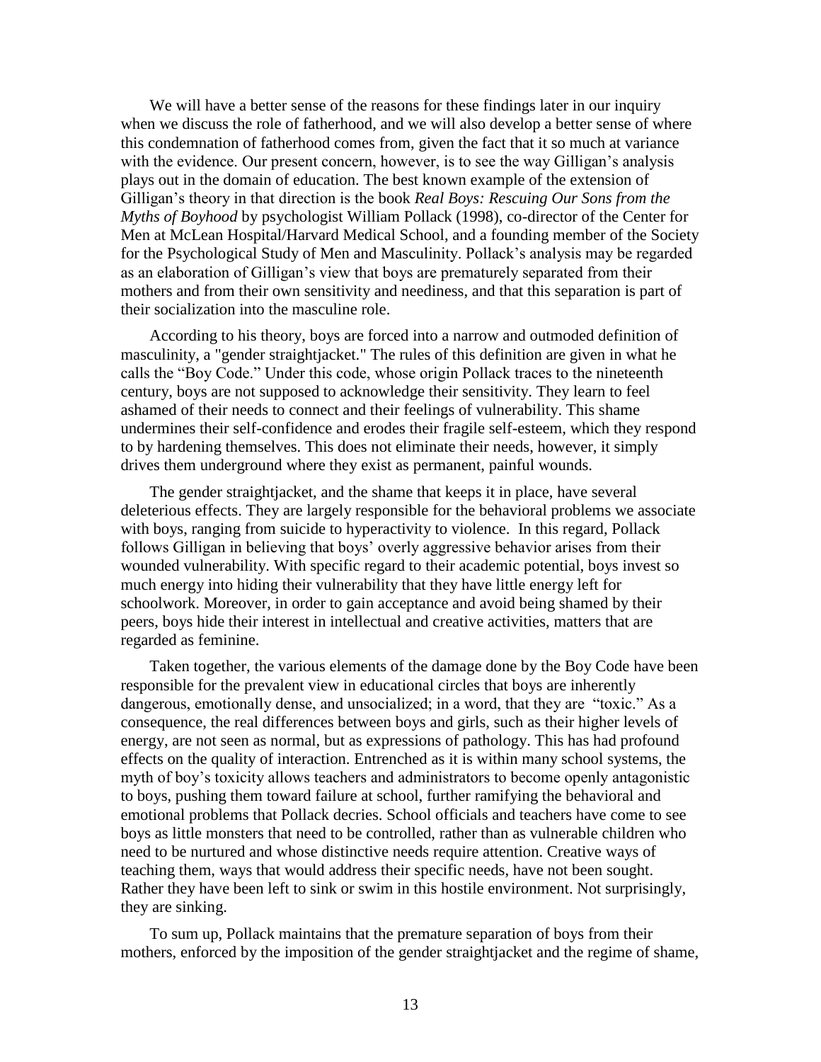We will have a better sense of the reasons for these findings later in our inquiry when we discuss the role of fatherhood, and we will also develop a better sense of where this condemnation of fatherhood comes from, given the fact that it so much at variance with the evidence. Our present concern, however, is to see the way Gilligan's analysis plays out in the domain of education. The best known example of the extension of Gilligan's theory in that direction is the book *Real Boys: Rescuing Our Sons from the Myths of Boyhood* by psychologist William Pollack (1998), co-director of the Center for Men at McLean Hospital/Harvard Medical School, and a founding member of the Society for the Psychological Study of Men and Masculinity. Pollack's analysis may be regarded as an elaboration of Gilligan's view that boys are prematurely separated from their mothers and from their own sensitivity and neediness, and that this separation is part of their socialization into the masculine role.

According to his theory, boys are forced into a narrow and outmoded definition of masculinity, a "gender straightjacket." The rules of this definition are given in what he calls the "Boy Code." Under this code, whose origin Pollack traces to the nineteenth century, boys are not supposed to acknowledge their sensitivity. They learn to feel ashamed of their needs to connect and their feelings of vulnerability. This shame undermines their self-confidence and erodes their fragile self-esteem, which they respond to by hardening themselves. This does not eliminate their needs, however, it simply drives them underground where they exist as permanent, painful wounds.

The gender straightjacket, and the shame that keeps it in place, have several deleterious effects. They are largely responsible for the behavioral problems we associate with boys, ranging from suicide to hyperactivity to violence. In this regard, Pollack follows Gilligan in believing that boys' overly aggressive behavior arises from their wounded vulnerability. With specific regard to their academic potential, boys invest so much energy into hiding their vulnerability that they have little energy left for schoolwork. Moreover, in order to gain acceptance and avoid being shamed by their peers, boys hide their interest in intellectual and creative activities, matters that are regarded as feminine.

Taken together, the various elements of the damage done by the Boy Code have been responsible for the prevalent view in educational circles that boys are inherently dangerous, emotionally dense, and unsocialized; in a word, that they are "toxic." As a consequence, the real differences between boys and girls, such as their higher levels of energy, are not seen as normal, but as expressions of pathology. This has had profound effects on the quality of interaction. Entrenched as it is within many school systems, the myth of boy's toxicity allows teachers and administrators to become openly antagonistic to boys, pushing them toward failure at school, further ramifying the behavioral and emotional problems that Pollack decries. School officials and teachers have come to see boys as little monsters that need to be controlled, rather than as vulnerable children who need to be nurtured and whose distinctive needs require attention. Creative ways of teaching them, ways that would address their specific needs, have not been sought. Rather they have been left to sink or swim in this hostile environment. Not surprisingly, they are sinking.

To sum up, Pollack maintains that the premature separation of boys from their mothers, enforced by the imposition of the gender straightjacket and the regime of shame,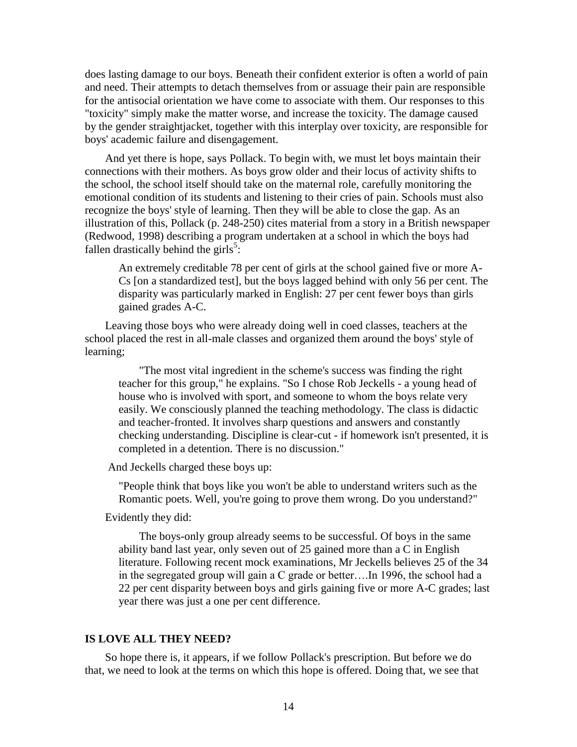does lasting damage to our boys. Beneath their confident exterior is often a world of pain and need. Their attempts to detach themselves from or assuage their pain are responsible for the antisocial orientation we have come to associate with them. Our responses to this "toxicity" simply make the matter worse, and increase the toxicity. The damage caused by the gender straightjacket, together with this interplay over toxicity, are responsible for boys' academic failure and disengagement.

And yet there is hope, says Pollack. To begin with, we must let boys maintain their connections with their mothers. As boys grow older and their locus of activity shifts to the school, the school itself should take on the maternal role, carefully monitoring the emotional condition of its students and listening to their cries of pain. Schools must also recognize the boys' style of learning. Then they will be able to close the gap. As an illustration of this, Pollack (p. 248-250) cites material from a story in a British newspaper (Redwood, 1998) describing a program undertaken at a school in which the boys had fallen drastically behind the girls[5]:

> An extremely creditable 78 per cent of girls at the school gained five or more A-Cs [on a standardized test], but the boys lagged behind with only 56 per cent. The disparity was particularly marked in English: 27 per cent fewer boys than girls gained grades A-C.

Leaving those boys who were already doing well in coed classes, teachers at the school placed the rest in all-male classes and organized them around the boys' style of learning;

> "The most vital ingredient in the scheme's success was finding the right teacher for this group," he explains. "So I chose Rob Jeckells - a young head of house who is involved with sport, and someone to whom the boys relate very easily. We consciously planned the teaching methodology. The class is didactic and teacher-fronted. It involves sharp questions and answers and constantly checking understanding. Discipline is clear-cut - if homework isn't presented, it is completed in a detention. There is no discussion."

And Jeckells charged these boys up:

> "People think that boys like you won't be able to understand writers such as the Romantic poets. Well, you're going to prove them wrong. Do you understand?"

Evidently they did:

> The boys-only group already seems to be successful. Of boys in the same ability band last year, only seven out of 25 gained more than a C in English literature. Following recent mock examinations, Mr Jeckells believes 25 of the 34 in the segregated group will gain a C grade or better….In 1996, the school had a 22 per cent disparity between boys and girls gaining five or more A-C grades; last year there was just a one per cent difference.

## IS LOVE ALL THEY NEED?

So hope there is, it appears, if we follow Pollack's prescription. But before we do that, we need to look at the terms on which this hope is offered. Doing that, we see that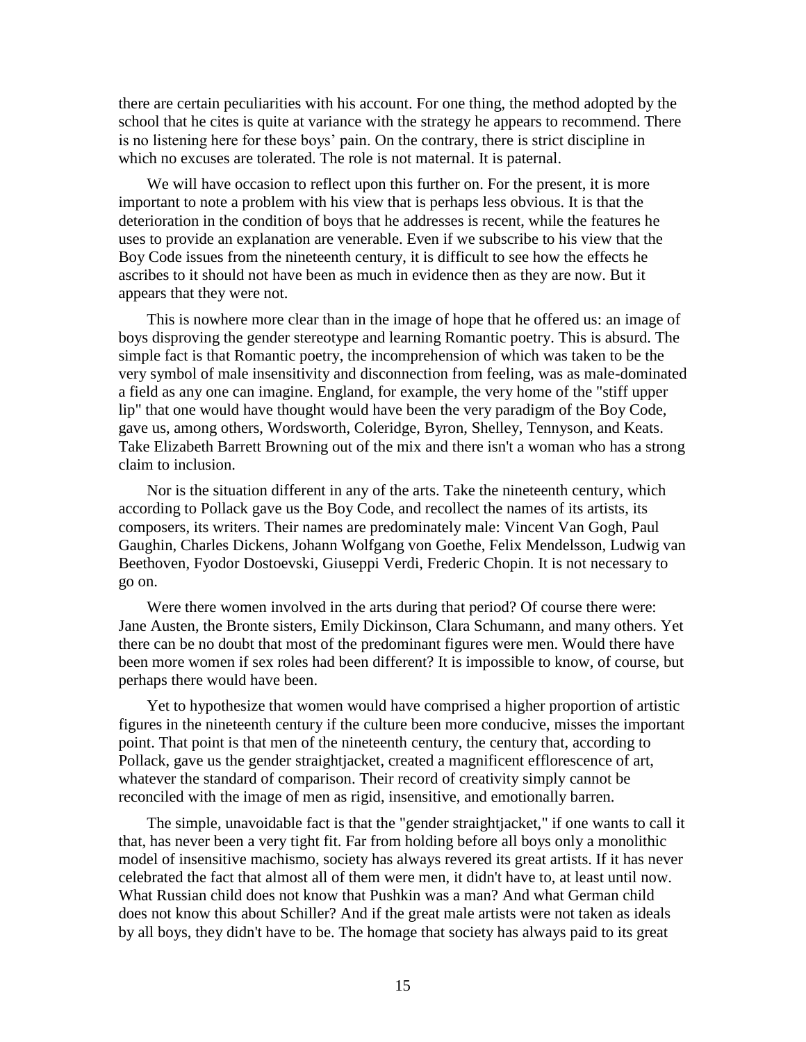there are certain peculiarities with his account. For one thing, the method adopted by the school that he cites is quite at variance with the strategy he appears to recommend. There is no listening here for these boys' pain. On the contrary, there is strict discipline in which no excuses are tolerated. The role is not maternal. It is paternal.

We will have occasion to reflect upon this further on. For the present, it is more important to note a problem with his view that is perhaps less obvious. It is that the deterioration in the condition of boys that he addresses is recent, while the features he uses to provide an explanation are venerable. Even if we subscribe to his view that the Boy Code issues from the nineteenth century, it is difficult to see how the effects he ascribes to it should not have been as much in evidence then as they are now. But it appears that they were not.

This is nowhere more clear than in the image of hope that he offered us: an image of boys disproving the gender stereotype and learning Romantic poetry. This is absurd. The simple fact is that Romantic poetry, the incomprehension of which was taken to be the very symbol of male insensitivity and disconnection from feeling, was as male-dominated a field as any one can imagine. England, for example, the very home of the "stiff upper lip" that one would have thought would have been the very paradigm of the Boy Code, gave us, among others, Wordsworth, Coleridge, Byron, Shelley, Tennyson, and Keats. Take Elizabeth Barrett Browning out of the mix and there isn't a woman who has a strong claim to inclusion.

Nor is the situation different in any of the arts. Take the nineteenth century, which according to Pollack gave us the Boy Code, and recollect the names of its artists, its composers, its writers. Their names are predominately male: Vincent Van Gogh, Paul Gaughin, Charles Dickens, Johann Wolfgang von Goethe, Felix Mendelsson, Ludwig van Beethoven, Fyodor Dostoevski, Giuseppi Verdi, Frederic Chopin. It is not necessary to go on.

Were there women involved in the arts during that period? Of course there were: Jane Austen, the Bronte sisters, Emily Dickinson, Clara Schumann, and many others. Yet there can be no doubt that most of the predominant figures were men. Would there have been more women if sex roles had been different? It is impossible to know, of course, but perhaps there would have been.

Yet to hypothesize that women would have comprised a higher proportion of artistic figures in the nineteenth century if the culture been more conducive, misses the important point. That point is that men of the nineteenth century, the century that, according to Pollack, gave us the gender straightjacket, created a magnificent efflorescence of art, whatever the standard of comparison. Their record of creativity simply cannot be reconciled with the image of men as rigid, insensitive, and emotionally barren.

The simple, unavoidable fact is that the "gender straightjacket," if one wants to call it that, has never been a very tight fit. Far from holding before all boys only a monolithic model of insensitive machismo, society has always revered its great artists. If it has never celebrated the fact that almost all of them were men, it didn't have to, at least until now. What Russian child does not know that Pushkin was a man? And what German child does not know this about Schiller? And if the great male artists were not taken as ideals by all boys, they didn't have to be. The homage that society has always paid to its great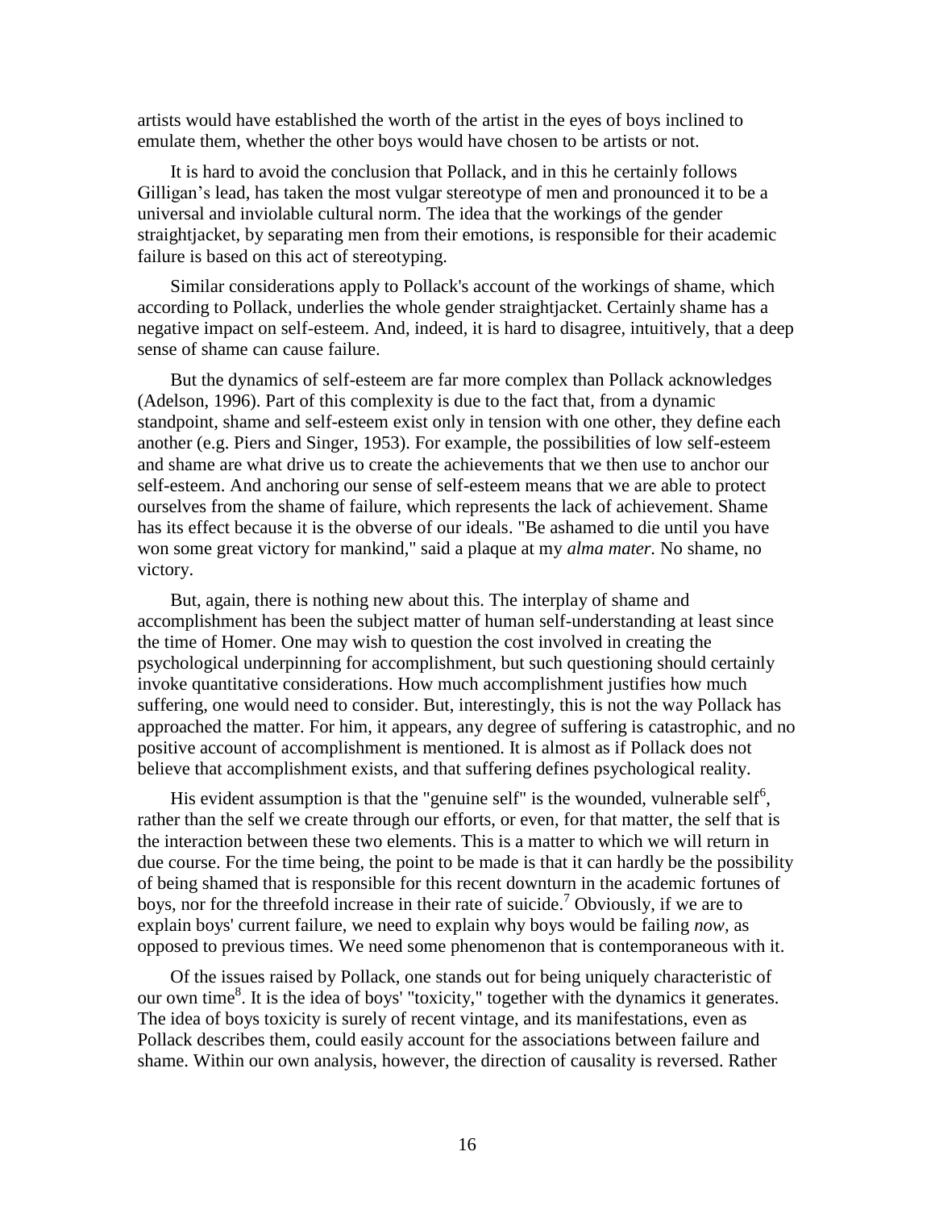artists would have established the worth of the artist in the eyes of boys inclined to emulate them, whether the other boys would have chosen to be artists or not.

It is hard to avoid the conclusion that Pollack, and in this he certainly follows Gilligan's lead, has taken the most vulgar stereotype of men and pronounced it to be a universal and inviolable cultural norm. The idea that the workings of the gender straightjacket, by separating men from their emotions, is responsible for their academic failure is based on this act of stereotyping.

Similar considerations apply to Pollack's account of the workings of shame, which according to Pollack, underlies the whole gender straightjacket. Certainly shame has a negative impact on self-esteem. And, indeed, it is hard to disagree, intuitively, that a deep sense of shame can cause failure.

But the dynamics of self-esteem are far more complex than Pollack acknowledges (Adelson, 1996). Part of this complexity is due to the fact that, from a dynamic standpoint, shame and self-esteem exist only in tension with one other, they define each another (e.g. Piers and Singer, 1953). For example, the possibilities of low self-esteem and shame are what drive us to create the achievements that we then use to anchor our self-esteem. And anchoring our sense of self-esteem means that we are able to protect ourselves from the shame of failure, which represents the lack of achievement. Shame has its effect because it is the obverse of our ideals. "Be ashamed to die until you have won some great victory for mankind," said a plaque at my *alma mater*. No shame, no victory.

But, again, there is nothing new about this. The interplay of shame and accomplishment has been the subject matter of human self-understanding at least since the time of Homer. One may wish to question the cost involved in creating the psychological underpinning for accomplishment, but such questioning should certainly invoke quantitative considerations. How much accomplishment justifies how much suffering, one would need to consider. But, interestingly, this is not the way Pollack has approached the matter. For him, it appears, any degree of suffering is catastrophic, and no positive account of accomplishment is mentioned. It is almost as if Pollack does not believe that accomplishment exists, and that suffering defines psychological reality.

His evident assumption is that the "genuine self" is the wounded, vulnerable self[6], rather than the self we create through our efforts, or even, for that matter, the self that is the interaction between these two elements. This is a matter to which we will return in due course. For the time being, the point to be made is that it can hardly be the possibility of being shamed that is responsible for this recent downturn in the academic fortunes of boys, nor for the threefold increase in their rate of suicide.[7] Obviously, if we are to explain boys' current failure, we need to explain why boys would be failing *now*, as opposed to previous times. We need some phenomenon that is contemporaneous with it.

Of the issues raised by Pollack, one stands out for being uniquely characteristic of our own time[8]. It is the idea of boys' "toxicity," together with the dynamics it generates. The idea of boys toxicity is surely of recent vintage, and its manifestations, even as Pollack describes them, could easily account for the associations between failure and shame. Within our own analysis, however, the direction of causality is reversed. Rather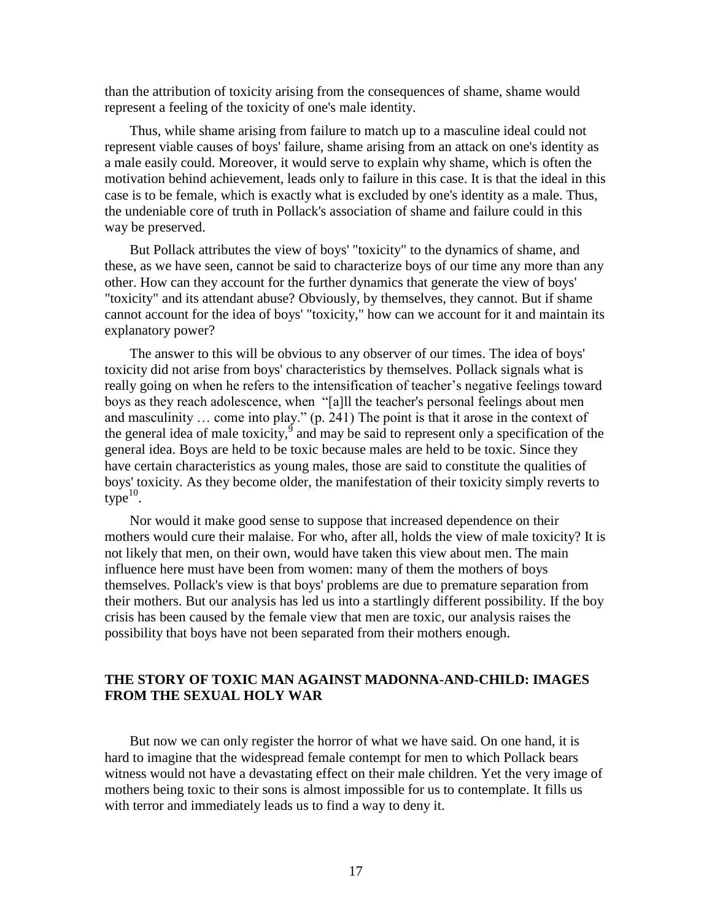than the attribution of toxicity arising from the consequences of shame, shame would represent a feeling of the toxicity of one's male identity.

Thus, while shame arising from failure to match up to a masculine ideal could not represent viable causes of boys' failure, shame arising from an attack on one's identity as a male easily could. Moreover, it would serve to explain why shame, which is often the motivation behind achievement, leads only to failure in this case. It is that the ideal in this case is to be female, which is exactly what is excluded by one's identity as a male. Thus, the undeniable core of truth in Pollack's association of shame and failure could in this way be preserved.

But Pollack attributes the view of boys' "toxicity" to the dynamics of shame, and these, as we have seen, cannot be said to characterize boys of our time any more than any other. How can they account for the further dynamics that generate the view of boys' "toxicity" and its attendant abuse? Obviously, by themselves, they cannot. But if shame cannot account for the idea of boys' "toxicity," how can we account for it and maintain its explanatory power?

The answer to this will be obvious to any observer of our times. The idea of boys' toxicity did not arise from boys' characteristics by themselves. Pollack signals what is really going on when he refers to the intensification of teacher's negative feelings toward boys as they reach adolescence, when "[a]ll the teacher's personal feelings about men and masculinity … come into play." (p. 241) The point is that it arose in the context of the general idea of male toxicity,[9] and may be said to represent only a specification of the general idea. Boys are held to be toxic because males are held to be toxic. Since they have certain characteristics as young males, those are said to constitute the qualities of boys' toxicity. As they become older, the manifestation of their toxicity simply reverts to type[10].

Nor would it make good sense to suppose that increased dependence on their mothers would cure their malaise. For who, after all, holds the view of male toxicity? It is not likely that men, on their own, would have taken this view about men. The main influence here must have been from women: many of them the mothers of boys themselves. Pollack's view is that boys' problems are due to premature separation from their mothers. But our analysis has led us into a startlingly different possibility. If the boy crisis has been caused by the female view that men are toxic, our analysis raises the possibility that boys have not been separated from their mothers enough.

## THE STORY OF TOXIC MAN AGAINST MADONNA-AND-CHILD: IMAGES FROM THE SEXUAL HOLY WAR

But now we can only register the horror of what we have said. On one hand, it is hard to imagine that the widespread female contempt for men to which Pollack bears witness would not have a devastating effect on their male children. Yet the very image of mothers being toxic to their sons is almost impossible for us to contemplate. It fills us with terror and immediately leads us to find a way to deny it.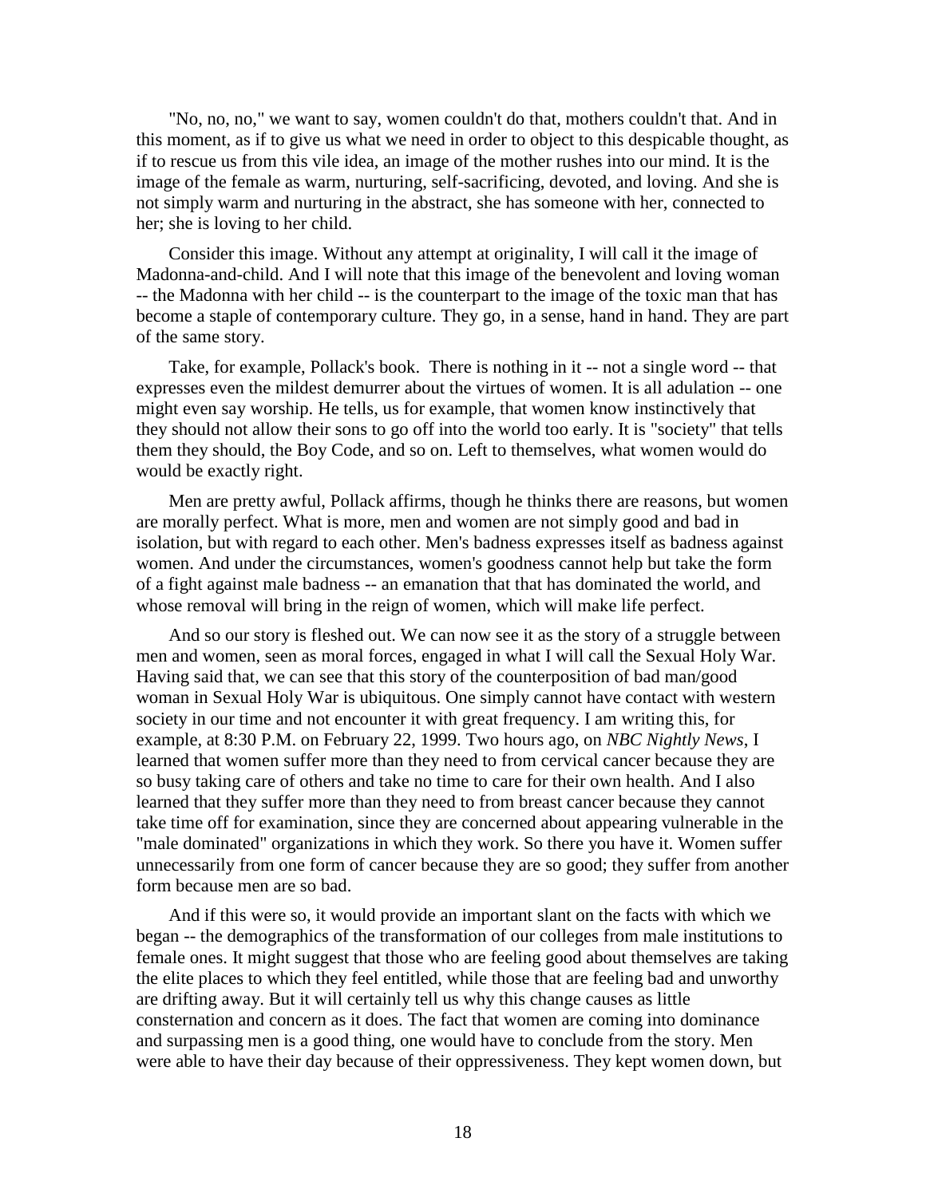"No, no, no," we want to say, women couldn't do that, mothers couldn't that. And in this moment, as if to give us what we need in order to object to this despicable thought, as if to rescue us from this vile idea, an image of the mother rushes into our mind. It is the image of the female as warm, nurturing, self-sacrificing, devoted, and loving. And she is not simply warm and nurturing in the abstract, she has someone with her, connected to her; she is loving to her child.

Consider this image. Without any attempt at originality, I will call it the image of Madonna-and-child. And I will note that this image of the benevolent and loving woman -- the Madonna with her child -- is the counterpart to the image of the toxic man that has become a staple of contemporary culture. They go, in a sense, hand in hand. They are part of the same story.

Take, for example, Pollack's book. There is nothing in it -- not a single word -- that expresses even the mildest demurrer about the virtues of women. It is all adulation -- one might even say worship. He tells, us for example, that women know instinctively that they should not allow their sons to go off into the world too early. It is "society" that tells them they should, the Boy Code, and so on. Left to themselves, what women would do would be exactly right.

Men are pretty awful, Pollack affirms, though he thinks there are reasons, but women are morally perfect. What is more, men and women are not simply good and bad in isolation, but with regard to each other. Men's badness expresses itself as badness against women. And under the circumstances, women's goodness cannot help but take the form of a fight against male badness -- an emanation that that has dominated the world, and whose removal will bring in the reign of women, which will make life perfect.

And so our story is fleshed out. We can now see it as the story of a struggle between men and women, seen as moral forces, engaged in what I will call the Sexual Holy War. Having said that, we can see that this story of the counterposition of bad man/good woman in Sexual Holy War is ubiquitous. One simply cannot have contact with western society in our time and not encounter it with great frequency. I am writing this, for example, at 8:30 P.M. on February 22, 1999. Two hours ago, on *NBC Nightly News*, I learned that women suffer more than they need to from cervical cancer because they are so busy taking care of others and take no time to care for their own health. And I also learned that they suffer more than they need to from breast cancer because they cannot take time off for examination, since they are concerned about appearing vulnerable in the "male dominated" organizations in which they work. So there you have it. Women suffer unnecessarily from one form of cancer because they are so good; they suffer from another form because men are so bad.

And if this were so, it would provide an important slant on the facts with which we began -- the demographics of the transformation of our colleges from male institutions to female ones. It might suggest that those who are feeling good about themselves are taking the elite places to which they feel entitled, while those that are feeling bad and unworthy are drifting away. But it will certainly tell us why this change causes as little consternation and concern as it does. The fact that women are coming into dominance and surpassing men is a good thing, one would have to conclude from the story. Men were able to have their day because of their oppressiveness. They kept women down, but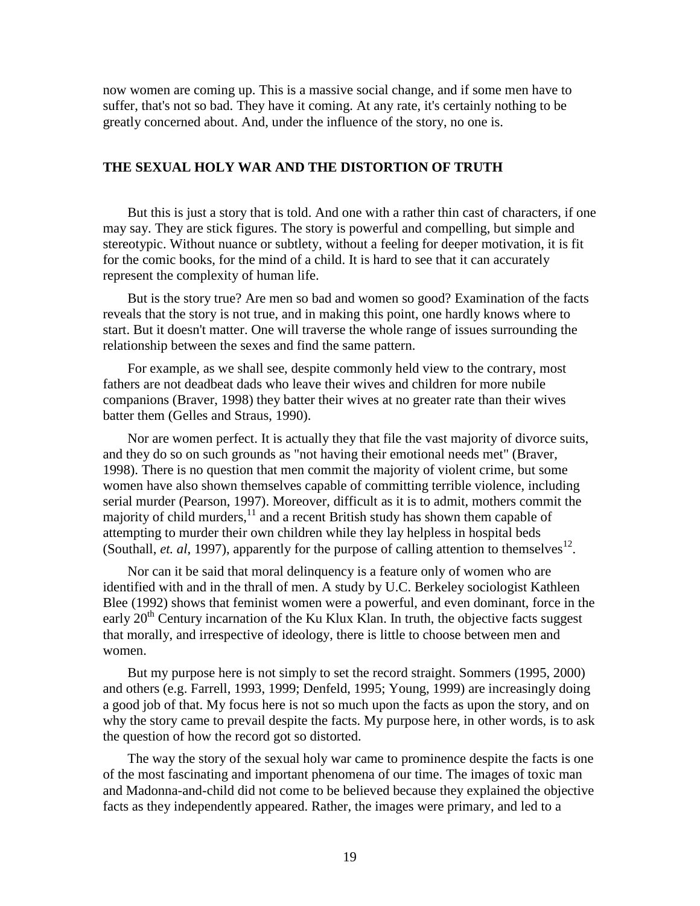now women are coming up. This is a massive social change, and if some men have to suffer, that's not so bad. They have it coming. At any rate, it's certainly nothing to be greatly concerned about. And, under the influence of the story, no one is.

## THE SEXUAL HOLY WAR AND THE DISTORTION OF TRUTH

But this is just a story that is told. And one with a rather thin cast of characters, if one may say. They are stick figures. The story is powerful and compelling, but simple and stereotypic. Without nuance or subtlety, without a feeling for deeper motivation, it is fit for the comic books, for the mind of a child. It is hard to see that it can accurately represent the complexity of human life.

But is the story true? Are men so bad and women so good? Examination of the facts reveals that the story is not true, and in making this point, one hardly knows where to start. But it doesn't matter. One will traverse the whole range of issues surrounding the relationship between the sexes and find the same pattern.

For example, as we shall see, despite commonly held view to the contrary, most fathers are not deadbeat dads who leave their wives and children for more nubile companions (Braver, 1998) they batter their wives at no greater rate than their wives batter them (Gelles and Straus, 1990).

Nor are women perfect. It is actually they that file the vast majority of divorce suits, and they do so on such grounds as "not having their emotional needs met" (Braver, 1998). There is no question that men commit the majority of violent crime, but some women have also shown themselves capable of committing terrible violence, including serial murder (Pearson, 1997). Moreover, difficult as it is to admit, mothers commit the majority of child murders,[11] and a recent British study has shown them capable of attempting to murder their own children while they lay helpless in hospital beds (Southall, *et. al*, 1997), apparently for the purpose of calling attention to themselves[12].

Nor can it be said that moral delinquency is a feature only of women who are identified with and in the thrall of men. A study by U.C. Berkeley sociologist Kathleen Blee (1992) shows that feminist women were a powerful, and even dominant, force in the early 20th Century incarnation of the Ku Klux Klan. In truth, the objective facts suggest that morally, and irrespective of ideology, there is little to choose between men and women.

But my purpose here is not simply to set the record straight. Sommers (1995, 2000) and others (e.g. Farrell, 1993, 1999; Denfeld, 1995; Young, 1999) are increasingly doing a good job of that. My focus here is not so much upon the facts as upon the story, and on why the story came to prevail despite the facts. My purpose here, in other words, is to ask the question of how the record got so distorted.

The way the story of the sexual holy war came to prominence despite the facts is one of the most fascinating and important phenomena of our time. The images of toxic man and Madonna-and-child did not come to be believed because they explained the objective facts as they independently appeared. Rather, the images were primary, and led to a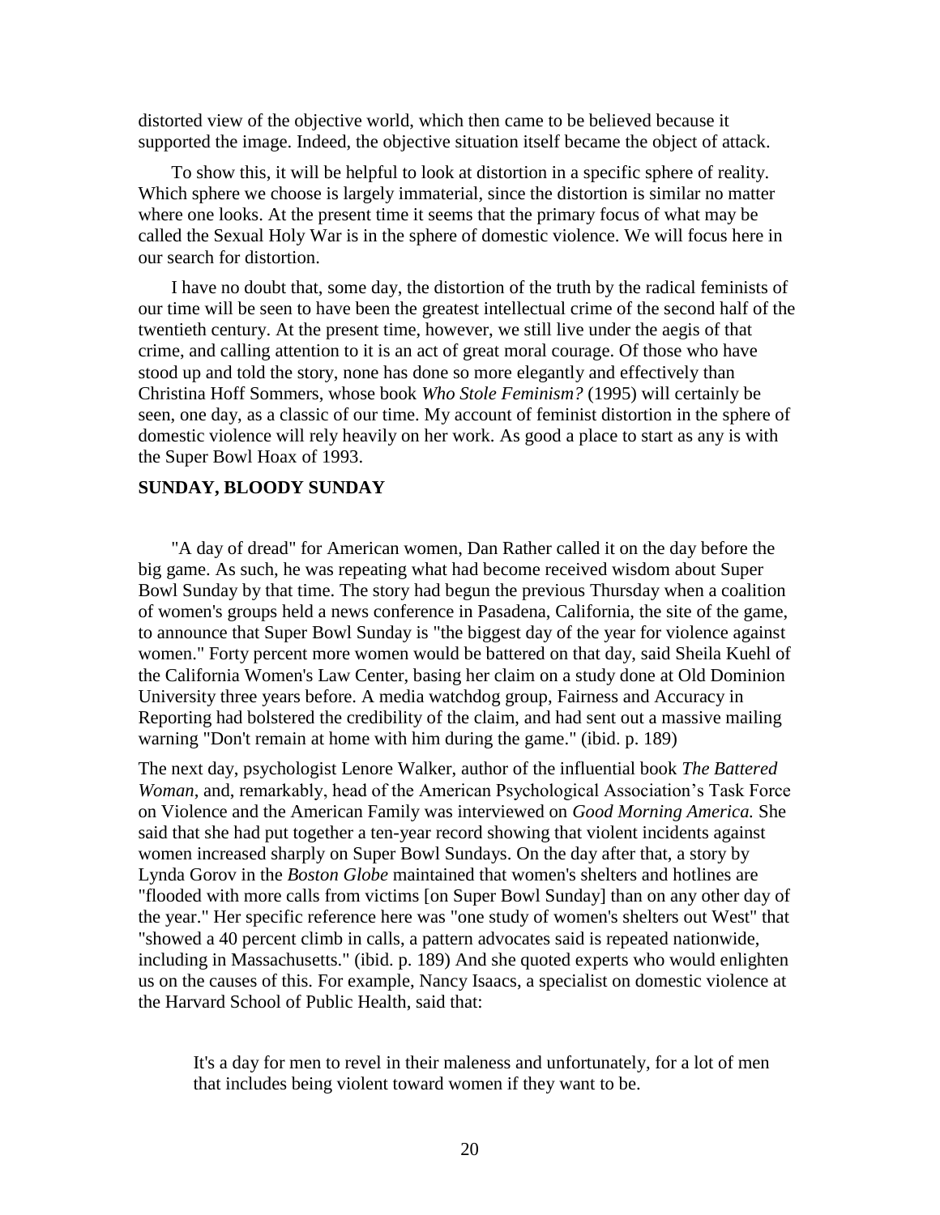distorted view of the objective world, which then came to be believed because it supported the image. Indeed, the objective situation itself became the object of attack.

To show this, it will be helpful to look at distortion in a specific sphere of reality. Which sphere we choose is largely immaterial, since the distortion is similar no matter where one looks. At the present time it seems that the primary focus of what may be called the Sexual Holy War is in the sphere of domestic violence. We will focus here in our search for distortion.

I have no doubt that, some day, the distortion of the truth by the radical feminists of our time will be seen to have been the greatest intellectual crime of the second half of the twentieth century. At the present time, however, we still live under the aegis of that crime, and calling attention to it is an act of great moral courage. Of those who have stood up and told the story, none has done so more elegantly and effectively than Christina Hoff Sommers, whose book *Who Stole Feminism?* (1995) will certainly be seen, one day, as a classic of our time. My account of feminist distortion in the sphere of domestic violence will rely heavily on her work. As good a place to start as any is with the Super Bowl Hoax of 1993.

## SUNDAY, BLOODY SUNDAY

"A day of dread" for American women, Dan Rather called it on the day before the big game. As such, he was repeating what had become received wisdom about Super Bowl Sunday by that time. The story had begun the previous Thursday when a coalition of women's groups held a news conference in Pasadena, California, the site of the game, to announce that Super Bowl Sunday is "the biggest day of the year for violence against women." Forty percent more women would be battered on that day, said Sheila Kuehl of the California Women's Law Center, basing her claim on a study done at Old Dominion University three years before. A media watchdog group, Fairness and Accuracy in Reporting had bolstered the credibility of the claim, and had sent out a massive mailing warning "Don't remain at home with him during the game." (ibid. p. 189)

The next day, psychologist Lenore Walker, author of the influential book *The Battered Woman*, and, remarkably, head of the American Psychological Association's Task Force on Violence and the American Family was interviewed on *Good Morning America.* She said that she had put together a ten-year record showing that violent incidents against women increased sharply on Super Bowl Sundays. On the day after that, a story by Lynda Gorov in the *Boston Globe* maintained that women's shelters and hotlines are "flooded with more calls from victims [on Super Bowl Sunday] than on any other day of the year." Her specific reference here was "one study of women's shelters out West" that "showed a 40 percent climb in calls, a pattern advocates said is repeated nationwide, including in Massachusetts." (ibid. p. 189) And she quoted experts who would enlighten us on the causes of this. For example, Nancy Isaacs, a specialist on domestic violence at the Harvard School of Public Health, said that:

> It's a day for men to revel in their maleness and unfortunately, for a lot of men that includes being violent toward women if they want to be.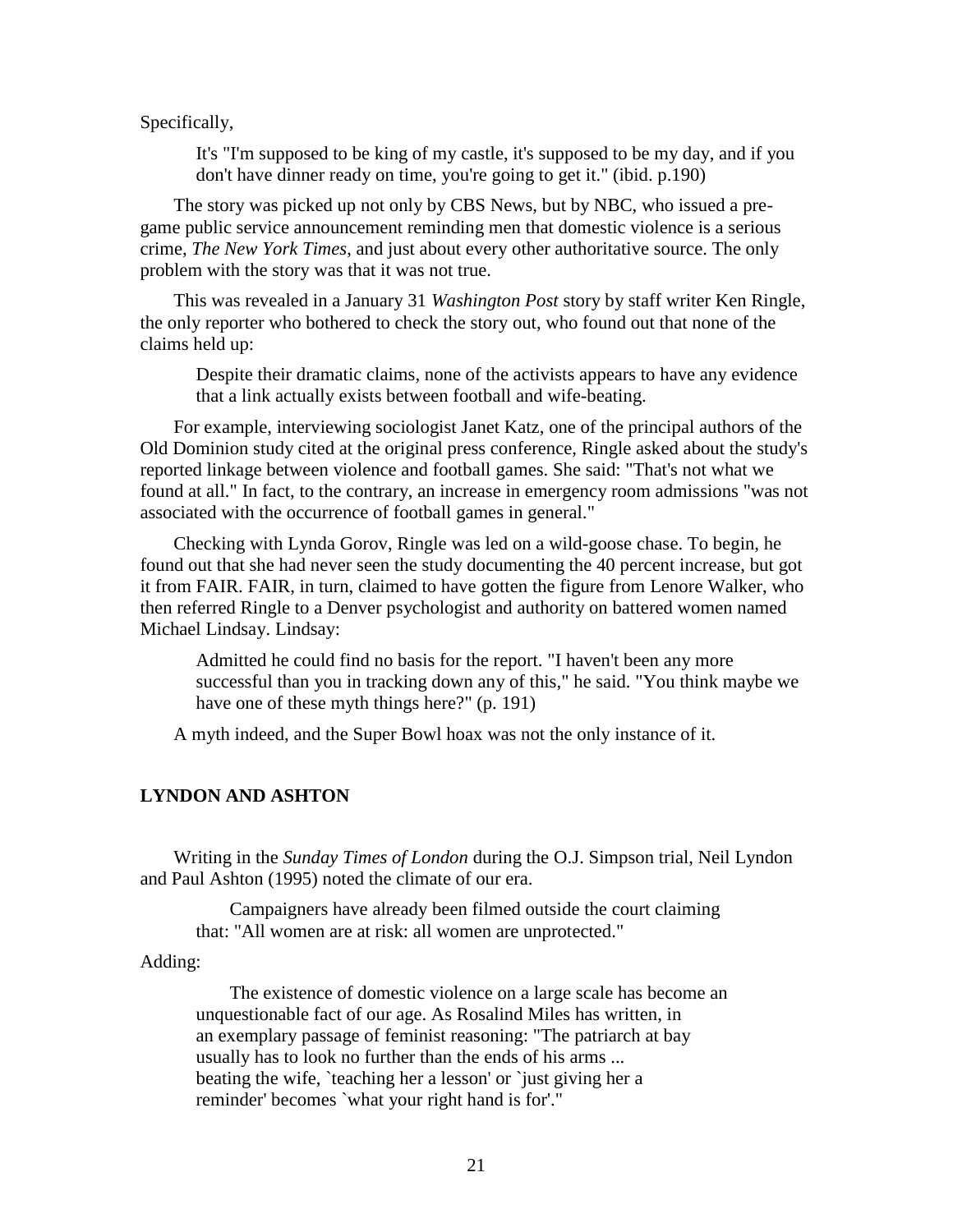Specifically,

> It's "I'm supposed to be king of my castle, it's supposed to be my day, and if you don't have dinner ready on time, you're going to get it." (ibid. p.190)

The story was picked up not only by CBS News, but by NBC, who issued a pre-game public service announcement reminding men that domestic violence is a serious crime, *The New York Times*, and just about every other authoritative source. The only problem with the story was that it was not true.

This was revealed in a January 31 *Washington Post* story by staff writer Ken Ringle, the only reporter who bothered to check the story out, who found out that none of the claims held up:

> Despite their dramatic claims, none of the activists appears to have any evidence that a link actually exists between football and wife-beating.

For example, interviewing sociologist Janet Katz, one of the principal authors of the Old Dominion study cited at the original press conference, Ringle asked about the study's reported linkage between violence and football games. She said: "That's not what we found at all." In fact, to the contrary, an increase in emergency room admissions "was not associated with the occurrence of football games in general."

Checking with Lynda Gorov, Ringle was led on a wild-goose chase. To begin, he found out that she had never seen the study documenting the 40 percent increase, but got it from FAIR. FAIR, in turn, claimed to have gotten the figure from Lenore Walker, who then referred Ringle to a Denver psychologist and authority on battered women named Michael Lindsay. Lindsay:

> Admitted he could find no basis for the report. "I haven't been any more successful than you in tracking down any of this," he said. "You think maybe we have one of these myth things here?" (p. 191)

A myth indeed, and the Super Bowl hoax was not the only instance of it.

## LYNDON AND ASHTON

Writing in the *Sunday Times of London* during the O.J. Simpson trial, Neil Lyndon and Paul Ashton (1995) noted the climate of our era.

> Campaigners have already been filmed outside the court claiming that: "All women are at risk: all women are unprotected."

Adding:

> The existence of domestic violence on a large scale has become an unquestionable fact of our age. As Rosalind Miles has written, in an exemplary passage of feminist reasoning: "The patriarch at bay usually has to look no further than the ends of his arms ... beating the wife, `teaching her a lesson' or `just giving her a reminder' becomes `what your right hand is for'."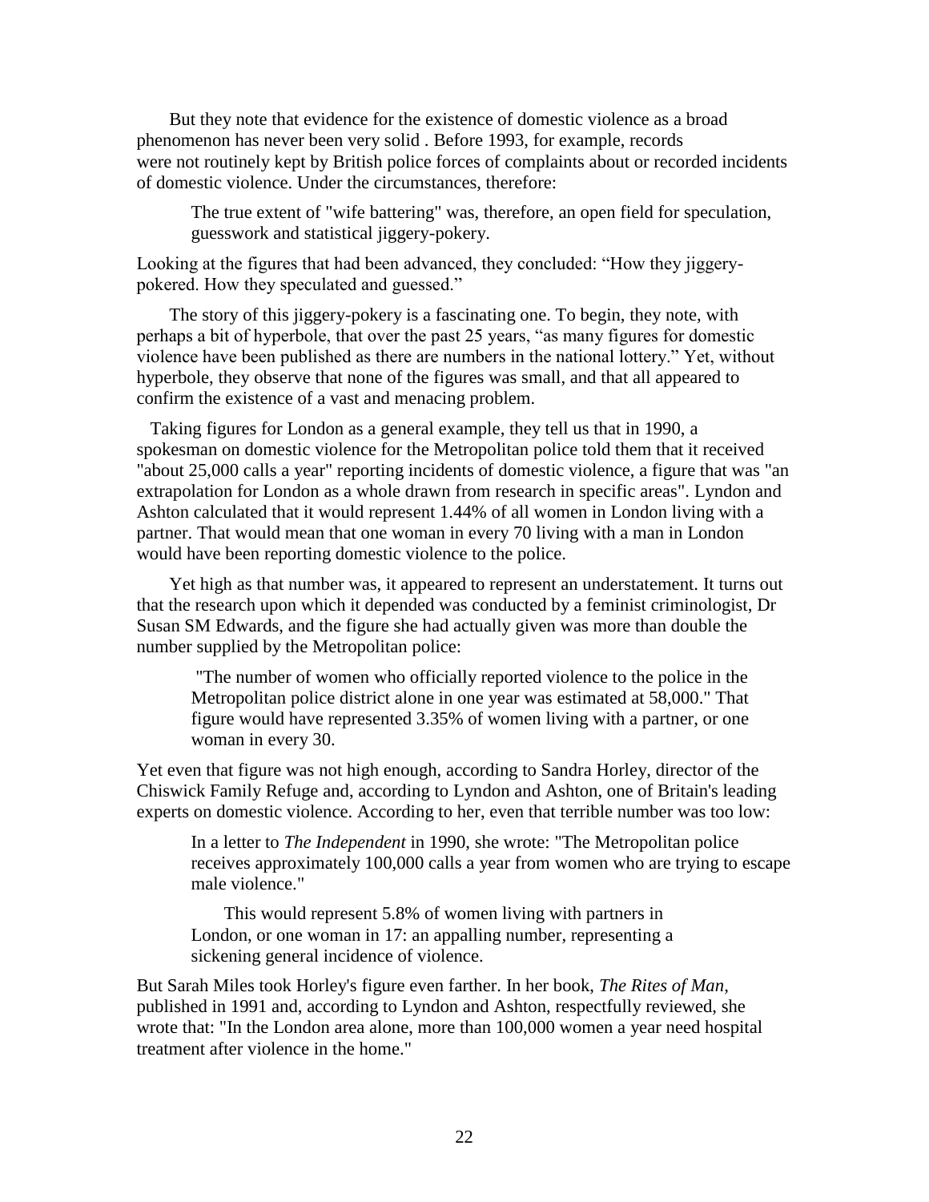But they note that evidence for the existence of domestic violence as a broad phenomenon has never been very solid . Before 1993, for example, records were not routinely kept by British police forces of complaints about or recorded incidents of domestic violence. Under the circumstances, therefore:

> The true extent of "wife battering" was, therefore, an open field for speculation, guesswork and statistical jiggery-pokery.

Looking at the figures that had been advanced, they concluded: "How they jiggery-pokered. How they speculated and guessed."

The story of this jiggery-pokery is a fascinating one. To begin, they note, with perhaps a bit of hyperbole, that over the past 25 years, "as many figures for domestic violence have been published as there are numbers in the national lottery." Yet, without hyperbole, they observe that none of the figures was small, and that all appeared to confirm the existence of a vast and menacing problem.

Taking figures for London as a general example, they tell us that in 1990, a spokesman on domestic violence for the Metropolitan police told them that it received "about 25,000 calls a year" reporting incidents of domestic violence, a figure that was "an extrapolation for London as a whole drawn from research in specific areas". Lyndon and Ashton calculated that it would represent 1.44% of all women in London living with a partner. That would mean that one woman in every 70 living with a man in London would have been reporting domestic violence to the police.

Yet high as that number was, it appeared to represent an understatement. It turns out that the research upon which it depended was conducted by a feminist criminologist, Dr Susan SM Edwards, and the figure she had actually given was more than double the number supplied by the Metropolitan police:

> "The number of women who officially reported violence to the police in the Metropolitan police district alone in one year was estimated at 58,000." That figure would have represented 3.35% of women living with a partner, or one woman in every 30.

Yet even that figure was not high enough, according to Sandra Horley, director of the Chiswick Family Refuge and, according to Lyndon and Ashton, one of Britain's leading experts on domestic violence. According to her, even that terrible number was too low:

> In a letter to *The Independent* in 1990, she wrote: "The Metropolitan police receives approximately 100,000 calls a year from women who are trying to escape male violence."
>
> This would represent 5.8% of women living with partners in London, or one woman in 17: an appalling number, representing a sickening general incidence of violence.

But Sarah Miles took Horley's figure even farther. In her book, *The Rites of Man*, published in 1991 and, according to Lyndon and Ashton, respectfully reviewed, she wrote that: "In the London area alone, more than 100,000 women a year need hospital treatment after violence in the home."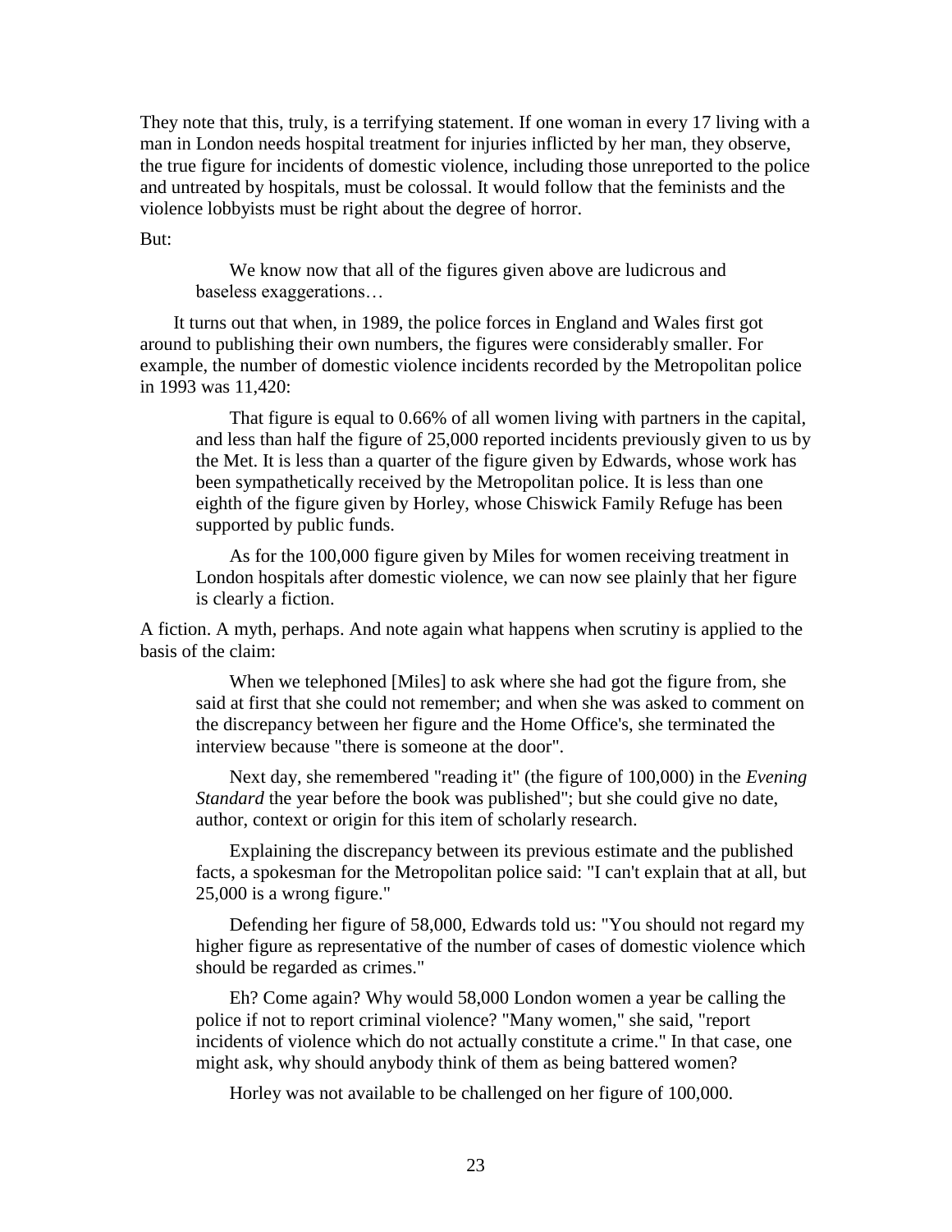They note that this, truly, is a terrifying statement. If one woman in every 17 living with a man in London needs hospital treatment for injuries inflicted by her man, they observe, the true figure for incidents of domestic violence, including those unreported to the police and untreated by hospitals, must be colossal. It would follow that the feminists and the violence lobbyists must be right about the degree of horror.

But:

> We know now that all of the figures given above are ludicrous and baseless exaggerations…

It turns out that when, in 1989, the police forces in England and Wales first got around to publishing their own numbers, the figures were considerably smaller. For example, the number of domestic violence incidents recorded by the Metropolitan police in 1993 was 11,420:

> That figure is equal to 0.66% of all women living with partners in the capital, and less than half the figure of 25,000 reported incidents previously given to us by the Met. It is less than a quarter of the figure given by Edwards, whose work has been sympathetically received by the Metropolitan police. It is less than one eighth of the figure given by Horley, whose Chiswick Family Refuge has been supported by public funds.
>
> As for the 100,000 figure given by Miles for women receiving treatment in London hospitals after domestic violence, we can now see plainly that her figure is clearly a fiction.

A fiction. A myth, perhaps. And note again what happens when scrutiny is applied to the basis of the claim:

> When we telephoned [Miles] to ask where she had got the figure from, she said at first that she could not remember; and when she was asked to comment on the discrepancy between her figure and the Home Office's, she terminated the interview because "there is someone at the door".
>
> Next day, she remembered "reading it" (the figure of 100,000) in the *Evening Standard* the year before the book was published"; but she could give no date, author, context or origin for this item of scholarly research.
>
> Explaining the discrepancy between its previous estimate and the published facts, a spokesman for the Metropolitan police said: "I can't explain that at all, but 25,000 is a wrong figure."
>
> Defending her figure of 58,000, Edwards told us: "You should not regard my higher figure as representative of the number of cases of domestic violence which should be regarded as crimes."
>
> Eh? Come again? Why would 58,000 London women a year be calling the police if not to report criminal violence? "Many women," she said, "report incidents of violence which do not actually constitute a crime." In that case, one might ask, why should anybody think of them as being battered women?
>
> Horley was not available to be challenged on her figure of 100,000.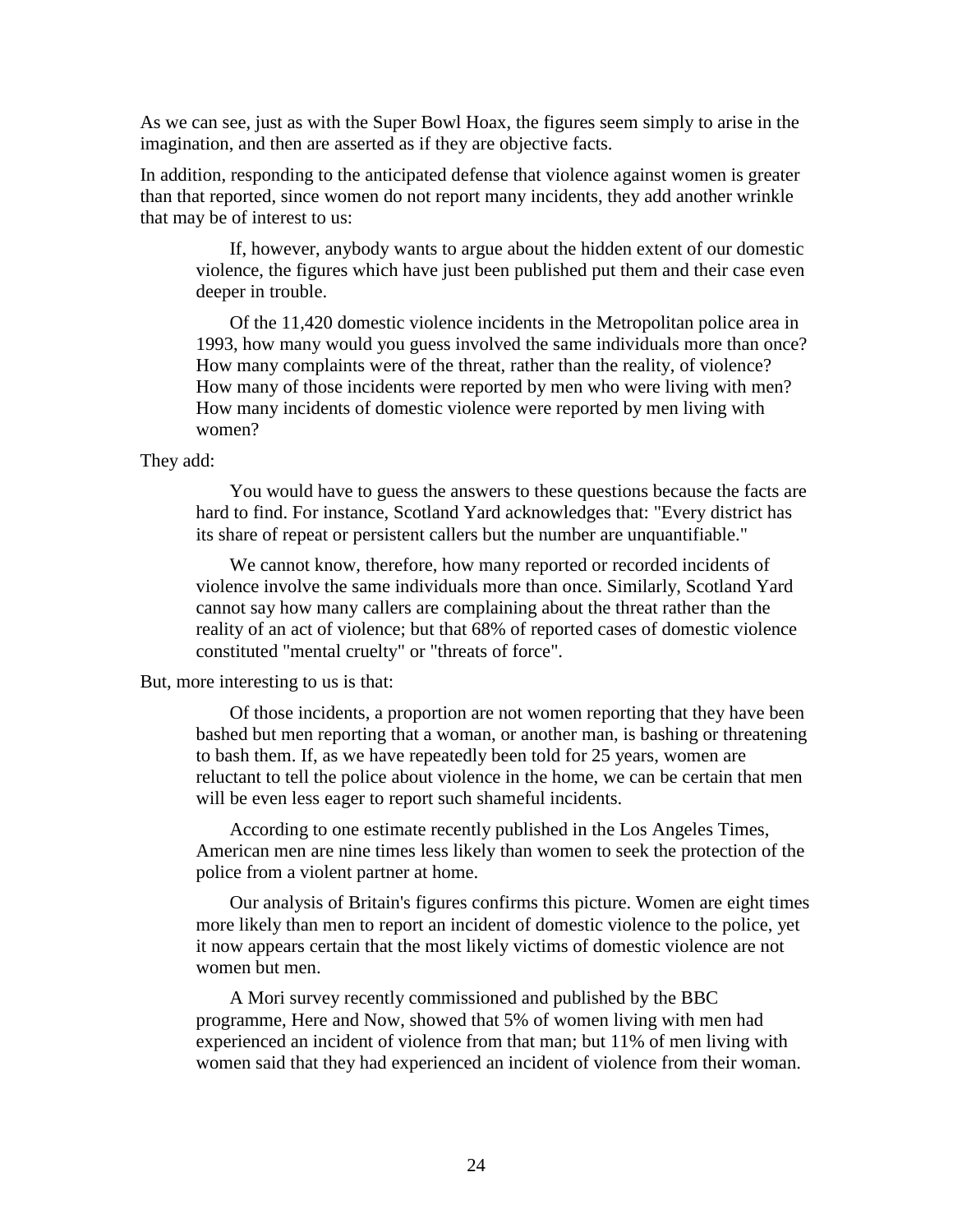As we can see, just as with the Super Bowl Hoax, the figures seem simply to arise in the imagination, and then are asserted as if they are objective facts.

In addition, responding to the anticipated defense that violence against women is greater than that reported, since women do not report many incidents, they add another wrinkle that may be of interest to us:

> If, however, anybody wants to argue about the hidden extent of our domestic violence, the figures which have just been published put them and their case even deeper in trouble.
>
> Of the 11,420 domestic violence incidents in the Metropolitan police area in 1993, how many would you guess involved the same individuals more than once? How many complaints were of the threat, rather than the reality, of violence? How many of those incidents were reported by men who were living with men? How many incidents of domestic violence were reported by men living with women?

They add:

> You would have to guess the answers to these questions because the facts are hard to find. For instance, Scotland Yard acknowledges that: "Every district has its share of repeat or persistent callers but the number are unquantifiable."
>
> We cannot know, therefore, how many reported or recorded incidents of violence involve the same individuals more than once. Similarly, Scotland Yard cannot say how many callers are complaining about the threat rather than the reality of an act of violence; but that 68% of reported cases of domestic violence constituted "mental cruelty" or "threats of force".

But, more interesting to us is that:

> Of those incidents, a proportion are not women reporting that they have been bashed but men reporting that a woman, or another man, is bashing or threatening to bash them. If, as we have repeatedly been told for 25 years, women are reluctant to tell the police about violence in the home, we can be certain that men will be even less eager to report such shameful incidents.
>
> According to one estimate recently published in the Los Angeles Times, American men are nine times less likely than women to seek the protection of the police from a violent partner at home.
>
> Our analysis of Britain's figures confirms this picture. Women are eight times more likely than men to report an incident of domestic violence to the police, yet it now appears certain that the most likely victims of domestic violence are not women but men.
>
> A Mori survey recently commissioned and published by the BBC programme, Here and Now, showed that 5% of women living with men had experienced an incident of violence from that man; but 11% of men living with women said that they had experienced an incident of violence from their woman.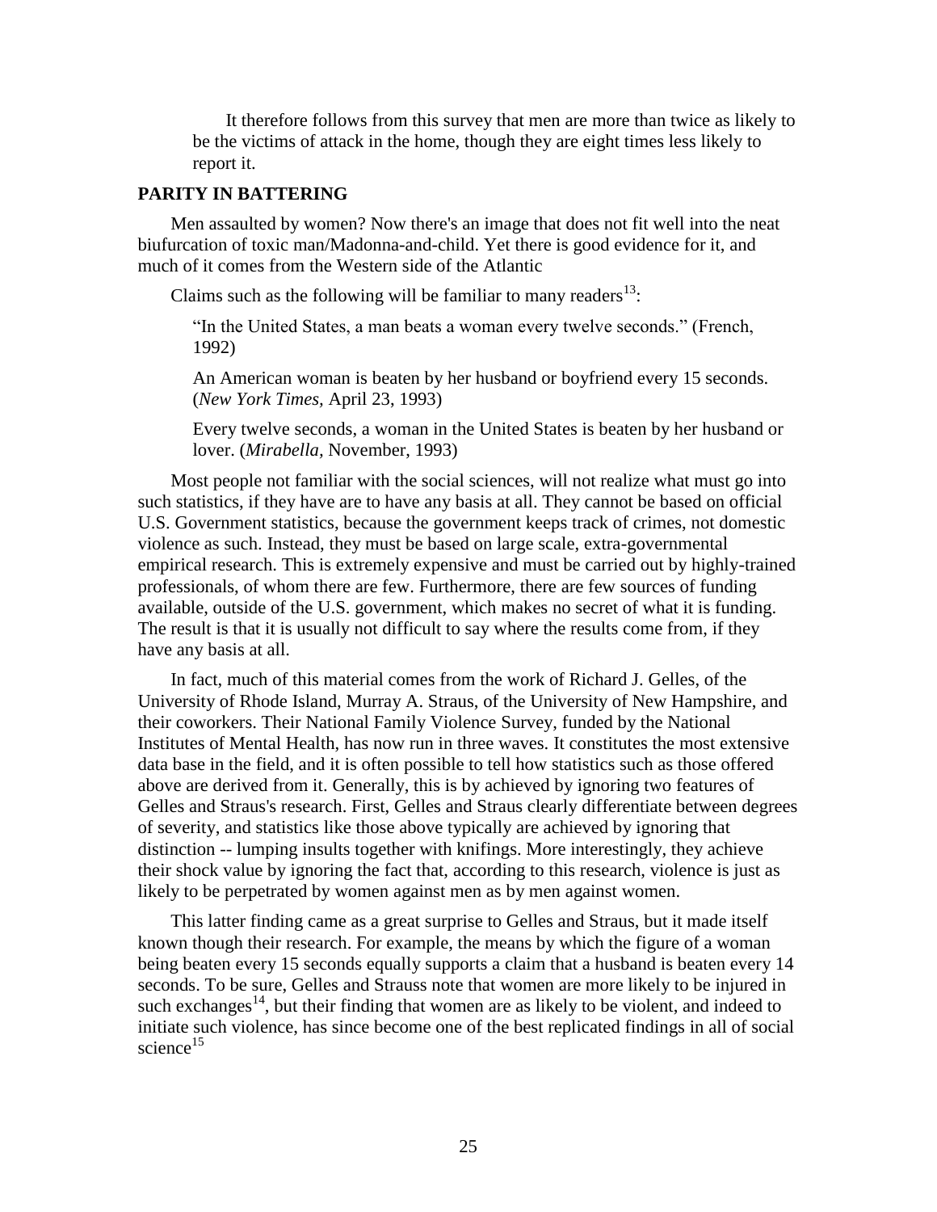It therefore follows from this survey that men are more than twice as likely to be the victims of attack in the home, though they are eight times less likely to report it.

## PARITY IN BATTERING

Men assaulted by women? Now there's an image that does not fit well into the neat biufurcation of toxic man/Madonna-and-child. Yet there is good evidence for it, and much of it comes from the Western side of the Atlantic

Claims such as the following will be familiar to many readers[13]:

> "In the United States, a man beats a woman every twelve seconds." (French, 1992)
>
> An American woman is beaten by her husband or boyfriend every 15 seconds. (*New York Times,* April 23, 1993)
>
> Every twelve seconds, a woman in the United States is beaten by her husband or lover. (*Mirabella,* November, 1993)

Most people not familiar with the social sciences, will not realize what must go into such statistics, if they have are to have any basis at all. They cannot be based on official U.S. Government statistics, because the government keeps track of crimes, not domestic violence as such. Instead, they must be based on large scale, extra-governmental empirical research. This is extremely expensive and must be carried out by highly-trained professionals, of whom there are few. Furthermore, there are few sources of funding available, outside of the U.S. government, which makes no secret of what it is funding. The result is that it is usually not difficult to say where the results come from, if they have any basis at all.

In fact, much of this material comes from the work of Richard J. Gelles, of the University of Rhode Island, Murray A. Straus, of the University of New Hampshire, and their coworkers. Their National Family Violence Survey, funded by the National Institutes of Mental Health, has now run in three waves. It constitutes the most extensive data base in the field, and it is often possible to tell how statistics such as those offered above are derived from it. Generally, this is by achieved by ignoring two features of Gelles and Straus's research. First, Gelles and Straus clearly differentiate between degrees of severity, and statistics like those above typically are achieved by ignoring that distinction -- lumping insults together with knifings. More interestingly, they achieve their shock value by ignoring the fact that, according to this research, violence is just as likely to be perpetrated by women against men as by men against women.

This latter finding came as a great surprise to Gelles and Straus, but it made itself known though their research. For example, the means by which the figure of a woman being beaten every 15 seconds equally supports a claim that a husband is beaten every 14 seconds. To be sure, Gelles and Strauss note that women are more likely to be injured in such exchanges[14], but their finding that women are as likely to be violent, and indeed to initiate such violence, has since become one of the best replicated findings in all of social science[15]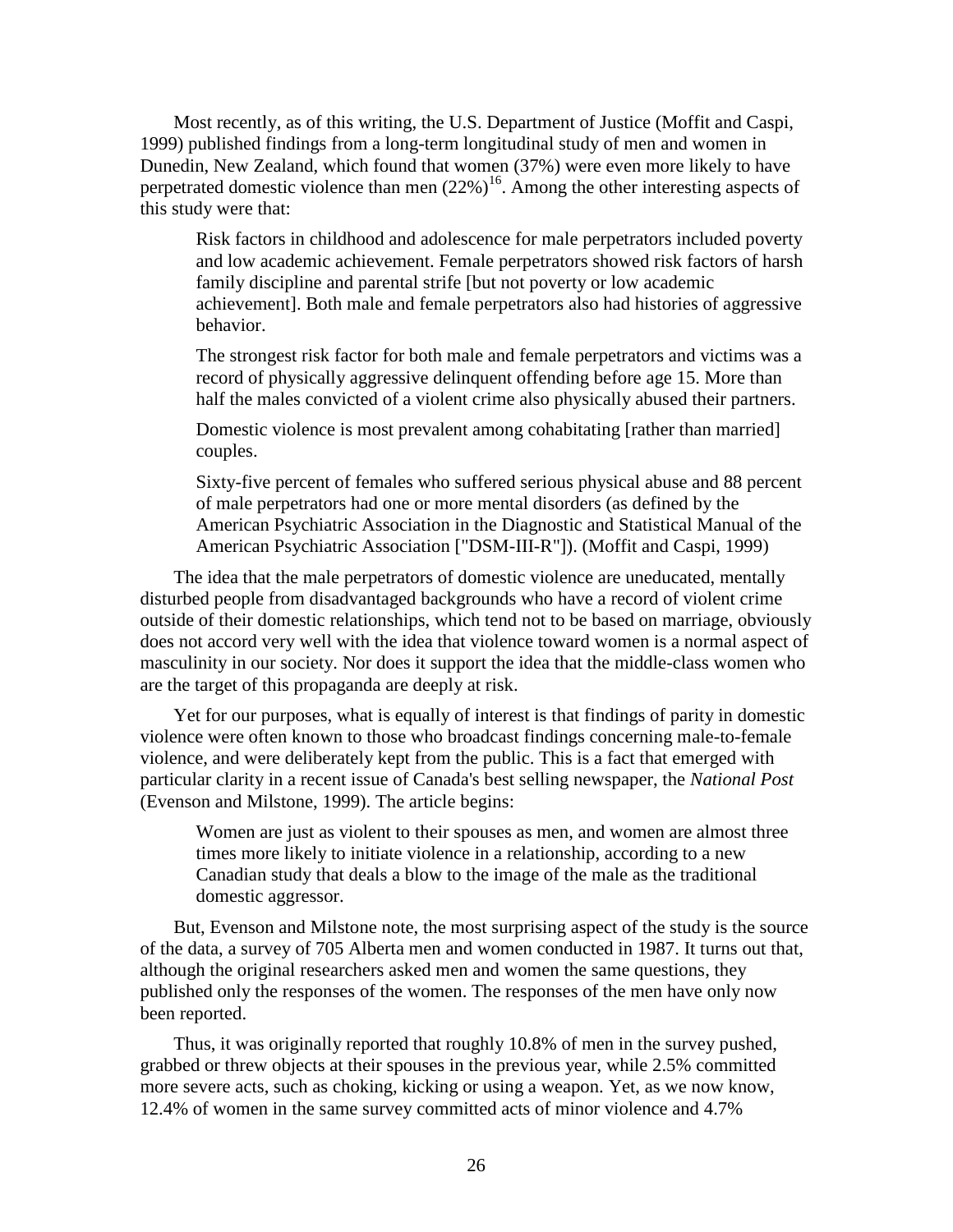Most recently, as of this writing, the U.S. Department of Justice (Moffit and Caspi, 1999) published findings from a long-term longitudinal study of men and women in Dunedin, New Zealand, which found that women (37%) were even more likely to have perpetrated domestic violence than men (22%)[16]. Among the other interesting aspects of this study were that:

> Risk factors in childhood and adolescence for male perpetrators included poverty and low academic achievement. Female perpetrators showed risk factors of harsh family discipline and parental strife [but not poverty or low academic achievement]. Both male and female perpetrators also had histories of aggressive behavior.
>
> The strongest risk factor for both male and female perpetrators and victims was a record of physically aggressive delinquent offending before age 15. More than half the males convicted of a violent crime also physically abused their partners.
>
> Domestic violence is most prevalent among cohabitating [rather than married] couples.
>
> Sixty-five percent of females who suffered serious physical abuse and 88 percent of male perpetrators had one or more mental disorders (as defined by the American Psychiatric Association in the Diagnostic and Statistical Manual of the American Psychiatric Association ["DSM-III-R"]). (Moffit and Caspi, 1999)

The idea that the male perpetrators of domestic violence are uneducated, mentally disturbed people from disadvantaged backgrounds who have a record of violent crime outside of their domestic relationships, which tend not to be based on marriage, obviously does not accord very well with the idea that violence toward women is a normal aspect of masculinity in our society. Nor does it support the idea that the middle-class women who are the target of this propaganda are deeply at risk.

Yet for our purposes, what is equally of interest is that findings of parity in domestic violence were often known to those who broadcast findings concerning male-to-female violence, and were deliberately kept from the public. This is a fact that emerged with particular clarity in a recent issue of Canada's best selling newspaper, the *National Post* (Evenson and Milstone, 1999). The article begins:

> Women are just as violent to their spouses as men, and women are almost three times more likely to initiate violence in a relationship, according to a new Canadian study that deals a blow to the image of the male as the traditional domestic aggressor.

But, Evenson and Milstone note, the most surprising aspect of the study is the source of the data, a survey of 705 Alberta men and women conducted in 1987. It turns out that, although the original researchers asked men and women the same questions, they published only the responses of the women. The responses of the men have only now been reported.

Thus, it was originally reported that roughly 10.8% of men in the survey pushed, grabbed or threw objects at their spouses in the previous year, while 2.5% committed more severe acts, such as choking, kicking or using a weapon. Yet, as we now know, 12.4% of women in the same survey committed acts of minor violence and 4.7%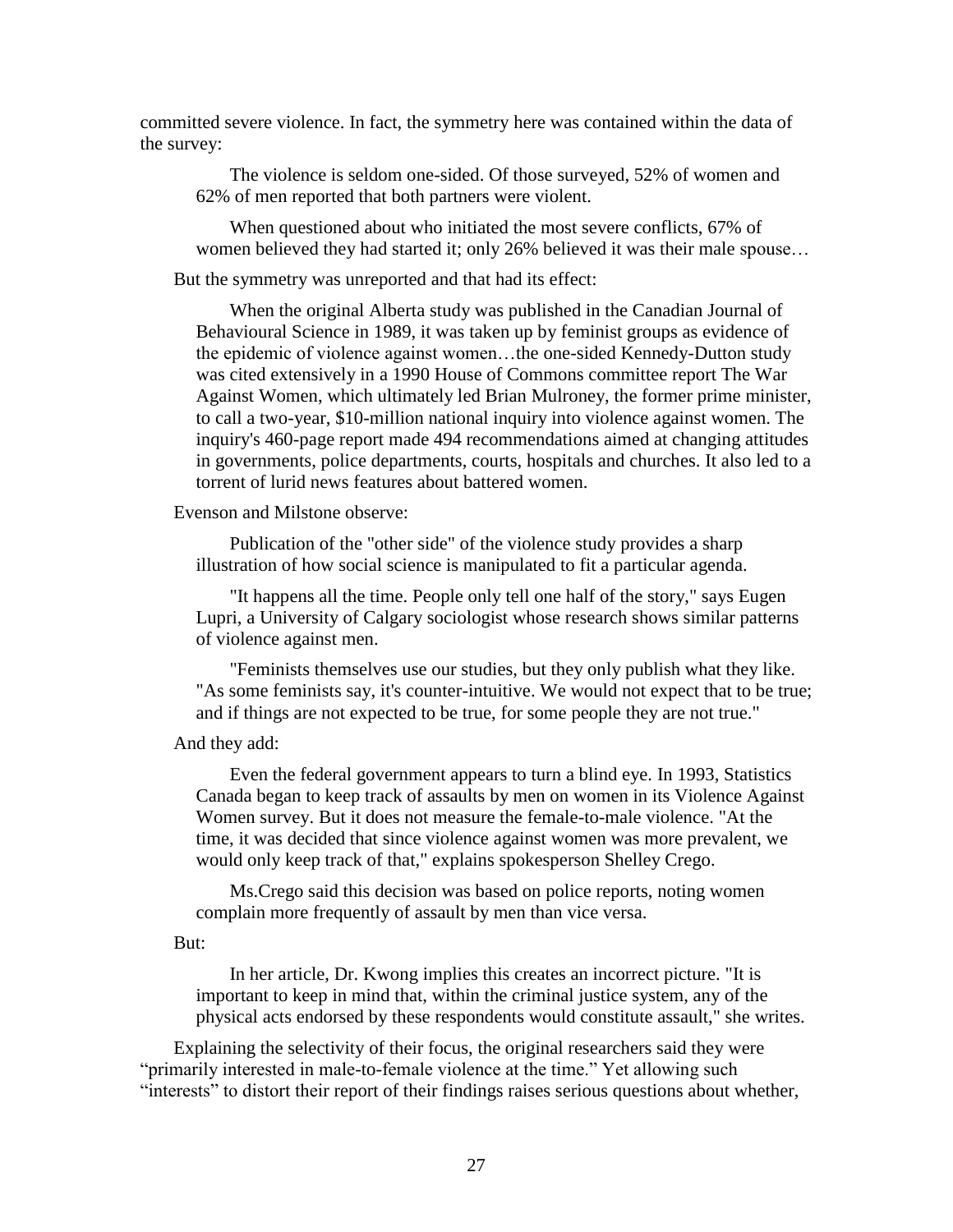committed severe violence. In fact, the symmetry here was contained within the data of the survey:

> The violence is seldom one-sided. Of those surveyed, 52% of women and 62% of men reported that both partners were violent.
>
> When questioned about who initiated the most severe conflicts, 67% of women believed they had started it; only 26% believed it was their male spouse…

But the symmetry was unreported and that had its effect:

> When the original Alberta study was published in the Canadian Journal of Behavioural Science in 1989, it was taken up by feminist groups as evidence of the epidemic of violence against women…the one-sided Kennedy-Dutton study was cited extensively in a 1990 House of Commons committee report The War Against Women, which ultimately led Brian Mulroney, the former prime minister, to call a two-year, $10-million national inquiry into violence against women. The inquiry's 460-page report made 494 recommendations aimed at changing attitudes in governments, police departments, courts, hospitals and churches. It also led to a torrent of lurid news features about battered women.

Evenson and Milstone observe:

> Publication of the "other side" of the violence study provides a sharp illustration of how social science is manipulated to fit a particular agenda.
>
> "It happens all the time. People only tell one half of the story," says Eugen Lupri, a University of Calgary sociologist whose research shows similar patterns of violence against men.
>
> "Feminists themselves use our studies, but they only publish what they like. "As some feminists say, it's counter-intuitive. We would not expect that to be true; and if things are not expected to be true, for some people they are not true."

And they add:

> Even the federal government appears to turn a blind eye. In 1993, Statistics Canada began to keep track of assaults by men on women in its Violence Against Women survey. But it does not measure the female-to-male violence. "At the time, it was decided that since violence against women was more prevalent, we would only keep track of that," explains spokesperson Shelley Crego.
>
> Ms.Crego said this decision was based on police reports, noting women complain more frequently of assault by men than vice versa.

But:

> In her article, Dr. Kwong implies this creates an incorrect picture. "It is important to keep in mind that, within the criminal justice system, any of the physical acts endorsed by these respondents would constitute assault," she writes.

Explaining the selectivity of their focus, the original researchers said they were "primarily interested in male-to-female violence at the time." Yet allowing such "interests" to distort their report of their findings raises serious questions about whether,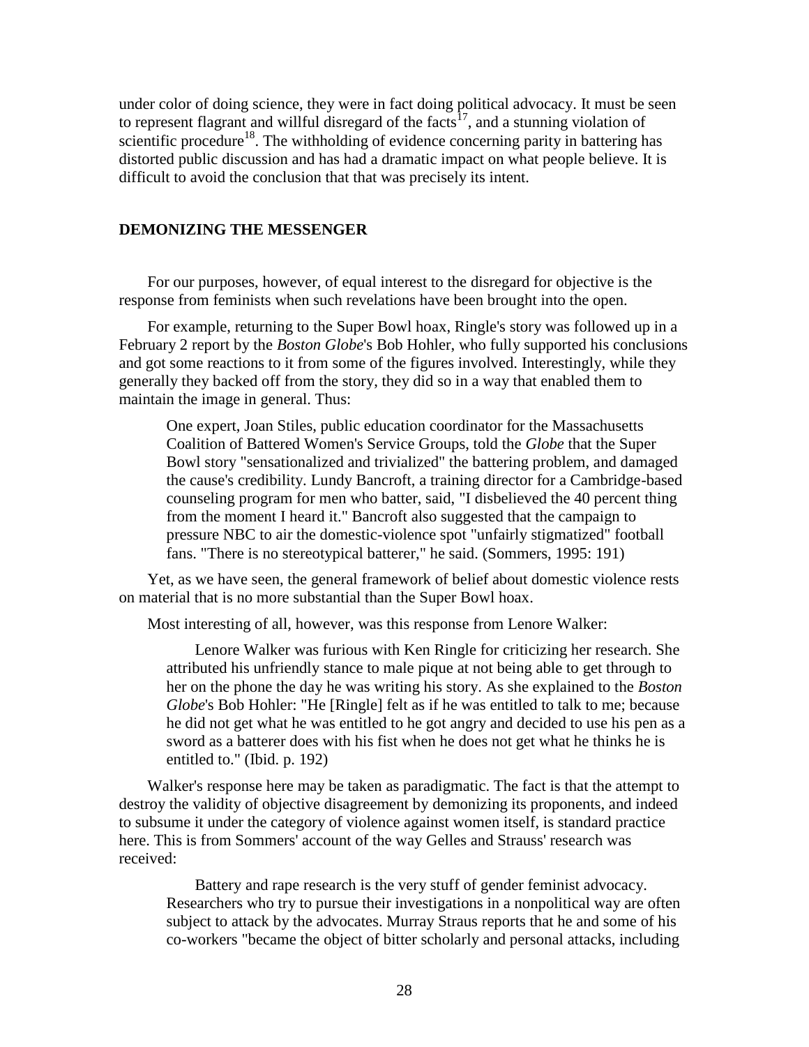under color of doing science, they were in fact doing political advocacy. It must be seen to represent flagrant and willful disregard of the facts[17], and a stunning violation of scientific procedure[18]. The withholding of evidence concerning parity in battering has distorted public discussion and has had a dramatic impact on what people believe. It is difficult to avoid the conclusion that that was precisely its intent.

## DEMONIZING THE MESSENGER

For our purposes, however, of equal interest to the disregard for objective is the response from feminists when such revelations have been brought into the open.

For example, returning to the Super Bowl hoax, Ringle's story was followed up in a February 2 report by the *Boston Globe*'s Bob Hohler, who fully supported his conclusions and got some reactions to it from some of the figures involved. Interestingly, while they generally they backed off from the story, they did so in a way that enabled them to maintain the image in general. Thus:

> One expert, Joan Stiles, public education coordinator for the Massachusetts Coalition of Battered Women's Service Groups, told the *Globe* that the Super Bowl story "sensationalized and trivialized" the battering problem, and damaged the cause's credibility. Lundy Bancroft, a training director for a Cambridge-based counseling program for men who batter, said, "I disbelieved the 40 percent thing from the moment I heard it." Bancroft also suggested that the campaign to pressure NBC to air the domestic-violence spot "unfairly stigmatized" football fans. "There is no stereotypical batterer," he said. (Sommers, 1995: 191)

Yet, as we have seen, the general framework of belief about domestic violence rests on material that is no more substantial than the Super Bowl hoax.

Most interesting of all, however, was this response from Lenore Walker:

> Lenore Walker was furious with Ken Ringle for criticizing her research. She attributed his unfriendly stance to male pique at not being able to get through to her on the phone the day he was writing his story. As she explained to the *Boston Globe*'s Bob Hohler: "He [Ringle] felt as if he was entitled to talk to me; because he did not get what he was entitled to he got angry and decided to use his pen as a sword as a batterer does with his fist when he does not get what he thinks he is entitled to." (Ibid. p. 192)

Walker's response here may be taken as paradigmatic. The fact is that the attempt to destroy the validity of objective disagreement by demonizing its proponents, and indeed to subsume it under the category of violence against women itself, is standard practice here. This is from Sommers' account of the way Gelles and Strauss' research was received:

> Battery and rape research is the very stuff of gender feminist advocacy. Researchers who try to pursue their investigations in a nonpolitical way are often subject to attack by the advocates. Murray Straus reports that he and some of his co-workers "became the object of bitter scholarly and personal attacks, including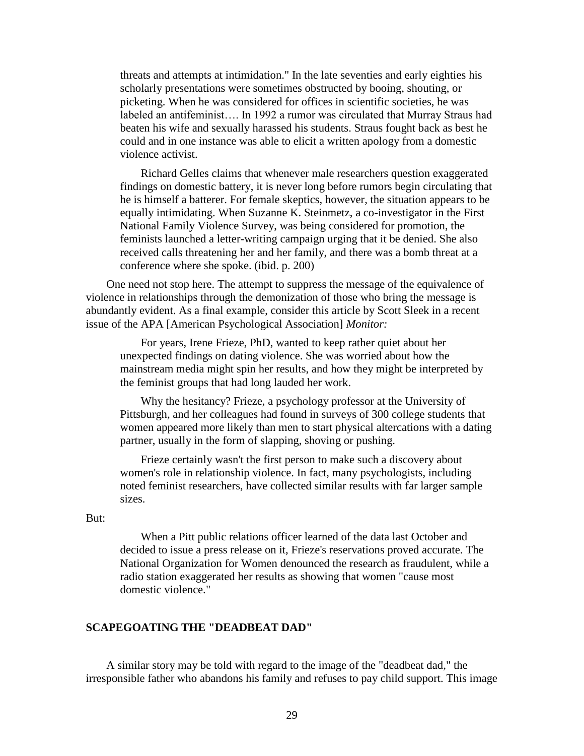> threats and attempts at intimidation." In the late seventies and early eighties his scholarly presentations were sometimes obstructed by booing, shouting, or picketing. When he was considered for offices in scientific societies, he was labeled an antifeminist…. In 1992 a rumor was circulated that Murray Straus had beaten his wife and sexually harassed his students. Straus fought back as best he could and in one instance was able to elicit a written apology from a domestic violence activist.
>
> Richard Gelles claims that whenever male researchers question exaggerated findings on domestic battery, it is never long before rumors begin circulating that he is himself a batterer. For female skeptics, however, the situation appears to be equally intimidating. When Suzanne K. Steinmetz, a co-investigator in the First National Family Violence Survey, was being considered for promotion, the feminists launched a letter-writing campaign urging that it be denied. She also received calls threatening her and her family, and there was a bomb threat at a conference where she spoke. (ibid. p. 200)

One need not stop here. The attempt to suppress the message of the equivalence of violence in relationships through the demonization of those who bring the message is abundantly evident. As a final example, consider this article by Scott Sleek in a recent issue of the APA [American Psychological Association] *Monitor:*

> For years, Irene Frieze, PhD, wanted to keep rather quiet about her unexpected findings on dating violence. She was worried about how the mainstream media might spin her results, and how they might be interpreted by the feminist groups that had long lauded her work.
>
> Why the hesitancy? Frieze, a psychology professor at the University of Pittsburgh, and her colleagues had found in surveys of 300 college students that women appeared more likely than men to start physical altercations with a dating partner, usually in the form of slapping, shoving or pushing.
>
> Frieze certainly wasn't the first person to make such a discovery about women's role in relationship violence. In fact, many psychologists, including noted feminist researchers, have collected similar results with far larger sample sizes.

But:

> When a Pitt public relations officer learned of the data last October and decided to issue a press release on it, Frieze's reservations proved accurate. The National Organization for Women denounced the research as fraudulent, while a radio station exaggerated her results as showing that women "cause most domestic violence."

## SCAPEGOATING THE "DEADBEAT DAD"

A similar story may be told with regard to the image of the "deadbeat dad," the irresponsible father who abandons his family and refuses to pay child support. This image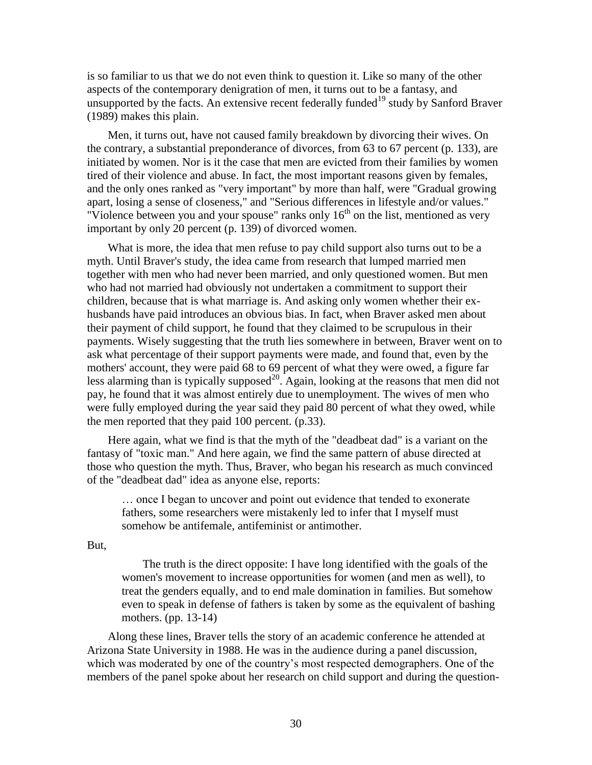is so familiar to us that we do not even think to question it. Like so many of the other aspects of the contemporary denigration of men, it turns out to be a fantasy, and unsupported by the facts. An extensive recent federally funded[19] study by Sanford Braver (1989) makes this plain.

Men, it turns out, have not caused family breakdown by divorcing their wives. On the contrary, a substantial preponderance of divorces, from 63 to 67 percent (p. 133), are initiated by women. Nor is it the case that men are evicted from their families by women tired of their violence and abuse. In fact, the most important reasons given by females, and the only ones ranked as "very important" by more than half, were "Gradual growing apart, losing a sense of closeness," and "Serious differences in lifestyle and/or values." "Violence between you and your spouse" ranks only 16th on the list, mentioned as very important by only 20 percent (p. 139) of divorced women.

What is more, the idea that men refuse to pay child support also turns out to be a myth. Until Braver's study, the idea came from research that lumped married men together with men who had never been married, and only questioned women. But men who had not married had obviously not undertaken a commitment to support their children, because that is what marriage is. And asking only women whether their ex-husbands have paid introduces an obvious bias. In fact, when Braver asked men about their payment of child support, he found that they claimed to be scrupulous in their payments. Wisely suggesting that the truth lies somewhere in between, Braver went on to ask what percentage of their support payments were made, and found that, even by the mothers' account, they were paid 68 to 69 percent of what they were owed, a figure far less alarming than is typically supposed[20]. Again, looking at the reasons that men did not pay, he found that it was almost entirely due to unemployment. The wives of men who were fully employed during the year said they paid 80 percent of what they owed, while the men reported that they paid 100 percent. (p.33).

Here again, what we find is that the myth of the "deadbeat dad" is a variant on the fantasy of "toxic man." And here again, we find the same pattern of abuse directed at those who question the myth. Thus, Braver, who began his research as much convinced of the "deadbeat dad" idea as anyone else, reports:

> … once I began to uncover and point out evidence that tended to exonerate fathers, some researchers were mistakenly led to infer that I myself must somehow be antifemale, antifeminist or antimother.

But,

> The truth is the direct opposite: I have long identified with the goals of the women's movement to increase opportunities for women (and men as well), to treat the genders equally, and to end male domination in families. But somehow even to speak in defense of fathers is taken by some as the equivalent of bashing mothers. (pp. 13-14)

Along these lines, Braver tells the story of an academic conference he attended at Arizona State University in 1988. He was in the audience during a panel discussion, which was moderated by one of the country's most respected demographers. One of the members of the panel spoke about her research on child support and during the question-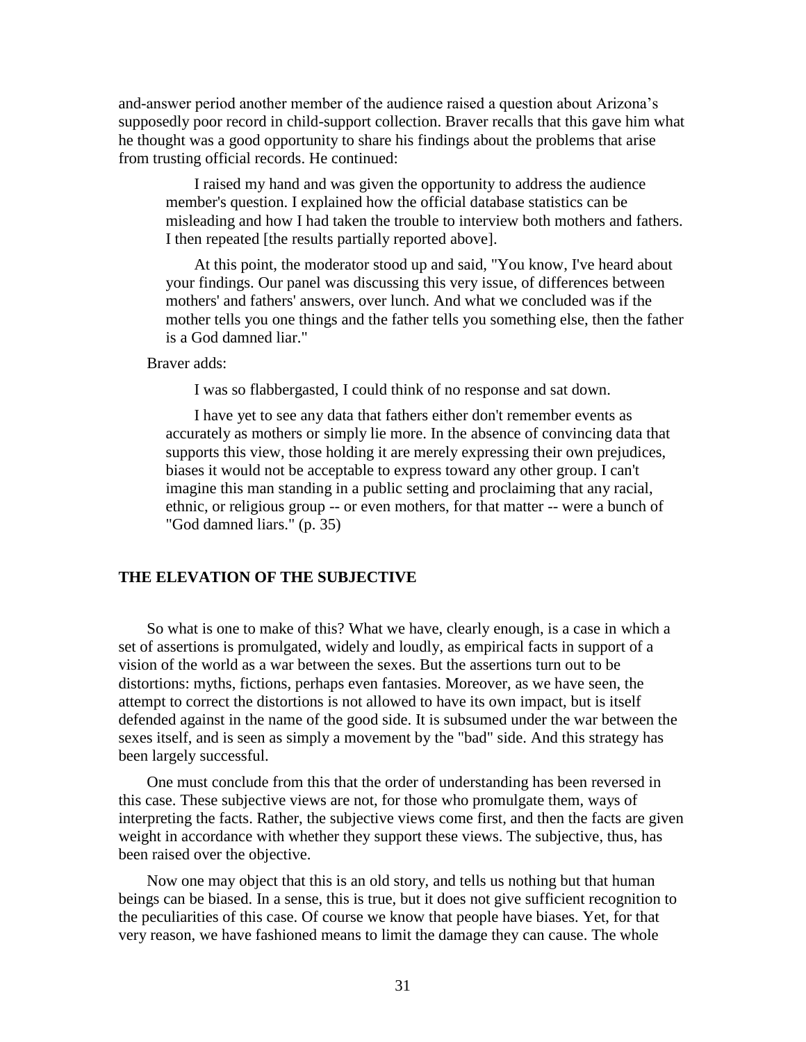and-answer period another member of the audience raised a question about Arizona's supposedly poor record in child-support collection. Braver recalls that this gave him what he thought was a good opportunity to share his findings about the problems that arise from trusting official records. He continued:

> I raised my hand and was given the opportunity to address the audience member's question. I explained how the official database statistics can be misleading and how I had taken the trouble to interview both mothers and fathers. I then repeated [the results partially reported above].
>
> At this point, the moderator stood up and said, "You know, I've heard about your findings. Our panel was discussing this very issue, of differences between mothers' and fathers' answers, over lunch. And what we concluded was if the mother tells you one things and the father tells you something else, then the father is a God damned liar."

Braver adds:

> I was so flabbergasted, I could think of no response and sat down.
>
> I have yet to see any data that fathers either don't remember events as accurately as mothers or simply lie more. In the absence of convincing data that supports this view, those holding it are merely expressing their own prejudices, biases it would not be acceptable to express toward any other group. I can't imagine this man standing in a public setting and proclaiming that any racial, ethnic, or religious group -- or even mothers, for that matter -- were a bunch of "God damned liars." (p. 35)

## THE ELEVATION OF THE SUBJECTIVE

So what is one to make of this? What we have, clearly enough, is a case in which a set of assertions is promulgated, widely and loudly, as empirical facts in support of a vision of the world as a war between the sexes. But the assertions turn out to be distortions: myths, fictions, perhaps even fantasies. Moreover, as we have seen, the attempt to correct the distortions is not allowed to have its own impact, but is itself defended against in the name of the good side. It is subsumed under the war between the sexes itself, and is seen as simply a movement by the "bad" side. And this strategy has been largely successful.

One must conclude from this that the order of understanding has been reversed in this case. These subjective views are not, for those who promulgate them, ways of interpreting the facts. Rather, the subjective views come first, and then the facts are given weight in accordance with whether they support these views. The subjective, thus, has been raised over the objective.

Now one may object that this is an old story, and tells us nothing but that human beings can be biased. In a sense, this is true, but it does not give sufficient recognition to the peculiarities of this case. Of course we know that people have biases. Yet, for that very reason, we have fashioned means to limit the damage they can cause. The whole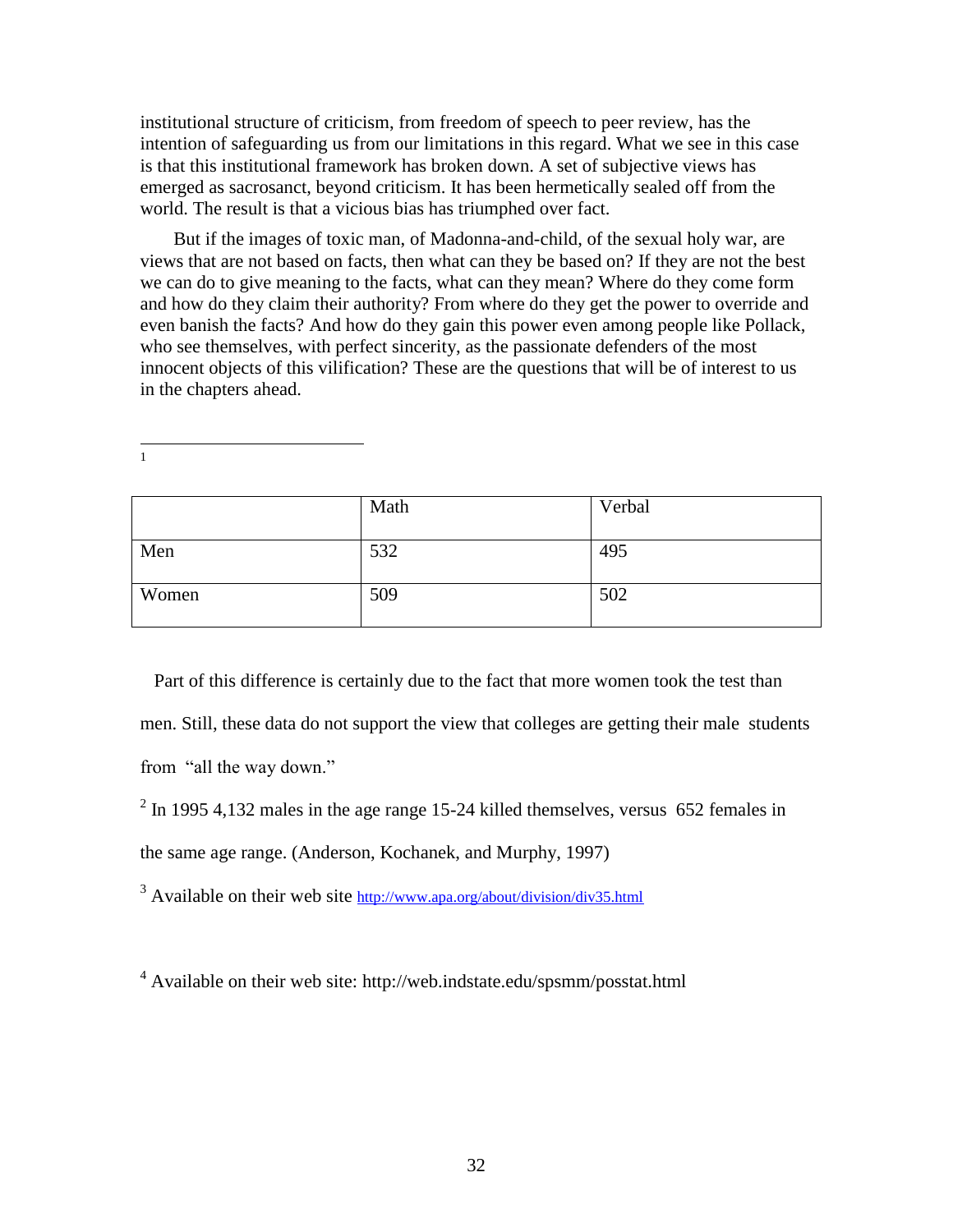institutional structure of criticism, from freedom of speech to peer review, has the intention of safeguarding us from our limitations in this regard. What we see in this case is that this institutional framework has broken down. A set of subjective views has emerged as sacrosanct, beyond criticism. It has been hermetically sealed off from the world. The result is that a vicious bias has triumphed over fact.

But if the images of toxic man, of Madonna-and-child, of the sexual holy war, are views that are not based on facts, then what can they be based on? If they are not the best we can do to give meaning to the facts, what can they mean? Where do they come form and how do they claim their authority? From where do they get the power to override and even banish the facts? And how do they gain this power even among people like Pollack, who see themselves, with perfect sincerity, as the passionate defenders of the most innocent objects of this vilification? These are the questions that will be of interest to us in the chapters ahead.

---

[1]

| | Math | Verbal |
|---|---|---|
| Men | 532 | 495 |
| Women | 509 | 502 |

Part of this difference is certainly due to the fact that more women took the test than men. Still, these data do not support the view that colleges are getting their male students from "all the way down."

[2] In 1995 4,132 males in the age range 15-24 killed themselves, versus 652 females in the same age range. (Anderson, Kochanek, and Murphy, 1997)

[3] Available on their web site http://www.apa.org/about/division/div35.html

[4] Available on their web site: http://web.indstate.edu/spsmm/posstat.html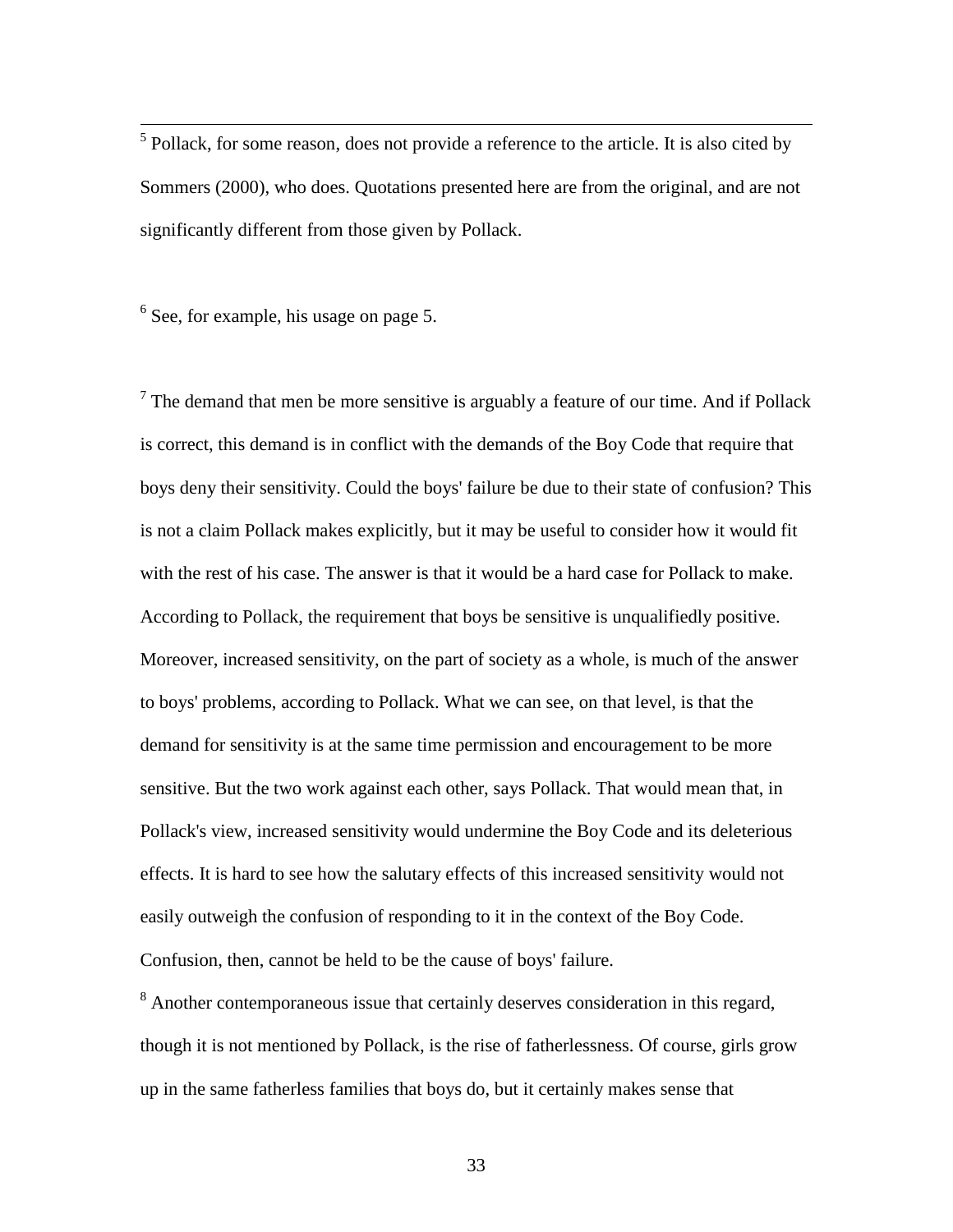[5] Pollack, for some reason, does not provide a reference to the article. It is also cited by Sommers (2000), who does. Quotations presented here are from the original, and are not significantly different from those given by Pollack.

[6] See, for example, his usage on page 5.

[7] The demand that men be more sensitive is arguably a feature of our time. And if Pollack is correct, this demand is in conflict with the demands of the Boy Code that require that boys deny their sensitivity. Could the boys' failure be due to their state of confusion? This is not a claim Pollack makes explicitly, but it may be useful to consider how it would fit with the rest of his case. The answer is that it would be a hard case for Pollack to make. According to Pollack, the requirement that boys be sensitive is unqualifiedly positive. Moreover, increased sensitivity, on the part of society as a whole, is much of the answer to boys' problems, according to Pollack. What we can see, on that level, is that the demand for sensitivity is at the same time permission and encouragement to be more sensitive. But the two work against each other, says Pollack. That would mean that, in Pollack's view, increased sensitivity would undermine the Boy Code and its deleterious effects. It is hard to see how the salutary effects of this increased sensitivity would not easily outweigh the confusion of responding to it in the context of the Boy Code. Confusion, then, cannot be held to be the cause of boys' failure.

[8] Another contemporaneous issue that certainly deserves consideration in this regard, though it is not mentioned by Pollack, is the rise of fatherlessness. Of course, girls grow up in the same fatherless families that boys do, but it certainly makes sense that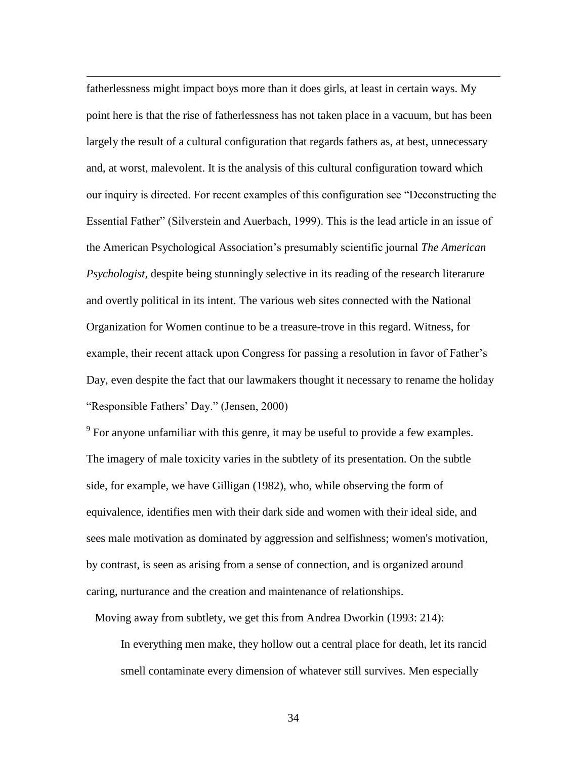fatherlessness might impact boys more than it does girls, at least in certain ways. My point here is that the rise of fatherlessness has not taken place in a vacuum, but has been largely the result of a cultural configuration that regards fathers as, at best, unnecessary and, at worst, malevolent. It is the analysis of this cultural configuration toward which our inquiry is directed. For recent examples of this configuration see "Deconstructing the Essential Father" (Silverstein and Auerbach, 1999). This is the lead article in an issue of the American Psychological Association's presumably scientific journal *The American Psychologist,* despite being stunningly selective in its reading of the research literarure and overtly political in its intent. The various web sites connected with the National Organization for Women continue to be a treasure-trove in this regard. Witness, for example, their recent attack upon Congress for passing a resolution in favor of Father's Day, even despite the fact that our lawmakers thought it necessary to rename the holiday "Responsible Fathers' Day." (Jensen, 2000)

[9] For anyone unfamiliar with this genre, it may be useful to provide a few examples. The imagery of male toxicity varies in the subtlety of its presentation. On the subtle side, for example, we have Gilligan (1982), who, while observing the form of equivalence, identifies men with their dark side and women with their ideal side, and sees male motivation as dominated by aggression and selfishness; women's motivation, by contrast, is seen as arising from a sense of connection, and is organized around caring, nurturance and the creation and maintenance of relationships.

Moving away from subtlety, we get this from Andrea Dworkin (1993: 214):

> In everything men make, they hollow out a central place for death, let its rancid smell contaminate every dimension of whatever still survives. Men especially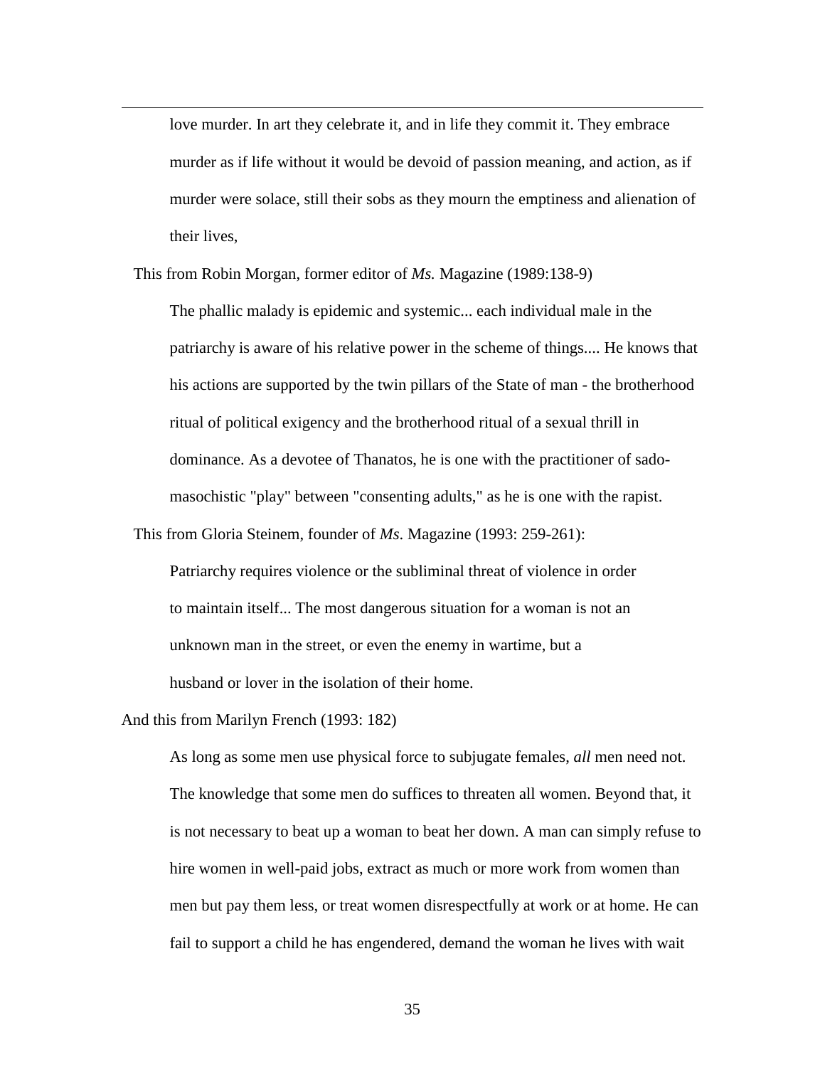> love murder. In art they celebrate it, and in life they commit it. They embrace murder as if life without it would be devoid of passion meaning, and action, as if murder were solace, still their sobs as they mourn the emptiness and alienation of their lives,

This from Robin Morgan, former editor of *Ms.* Magazine (1989:138-9)

> The phallic malady is epidemic and systemic... each individual male in the patriarchy is aware of his relative power in the scheme of things.... He knows that his actions are supported by the twin pillars of the State of man - the brotherhood ritual of political exigency and the brotherhood ritual of a sexual thrill in dominance. As a devotee of Thanatos, he is one with the practitioner of sado-masochistic "play" between "consenting adults," as he is one with the rapist.

This from Gloria Steinem, founder of *Ms*. Magazine (1993: 259-261):

> Patriarchy requires violence or the subliminal threat of violence in order to maintain itself... The most dangerous situation for a woman is not an unknown man in the street, or even the enemy in wartime, but a husband or lover in the isolation of their home.

And this from Marilyn French (1993: 182)

> As long as some men use physical force to subjugate females, *all* men need not. The knowledge that some men do suffices to threaten all women. Beyond that, it is not necessary to beat up a woman to beat her down. A man can simply refuse to hire women in well-paid jobs, extract as much or more work from women than men but pay them less, or treat women disrespectfully at work or at home. He can fail to support a child he has engendered, demand the woman he lives with wait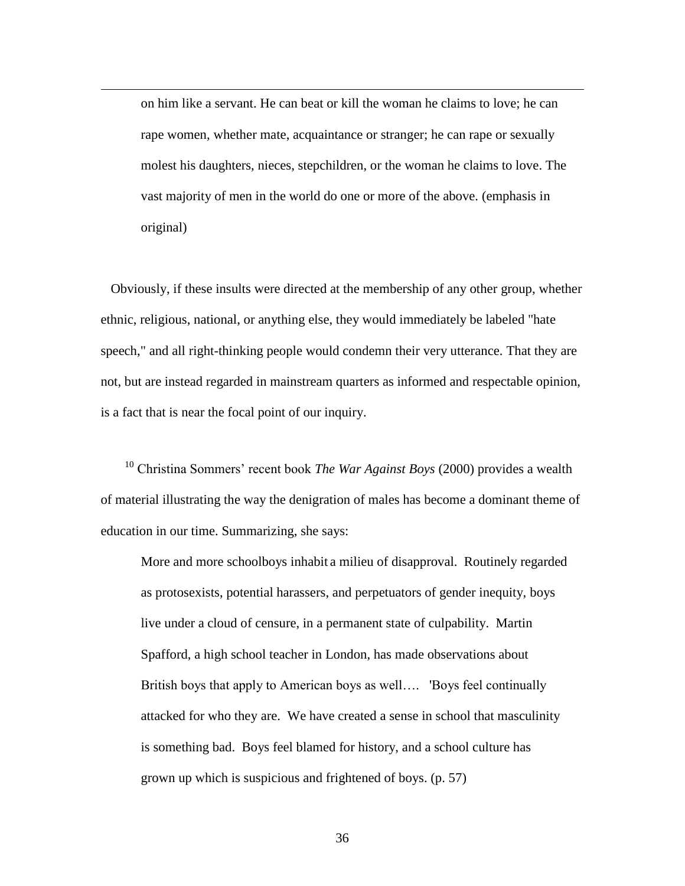> on him like a servant. He can beat or kill the woman he claims to love; he can rape women, whether mate, acquaintance or stranger; he can rape or sexually molest his daughters, nieces, stepchildren, or the woman he claims to love. The vast majority of men in the world do one or more of the above. (emphasis in original)

Obviously, if these insults were directed at the membership of any other group, whether ethnic, religious, national, or anything else, they would immediately be labeled "hate speech," and all right-thinking people would condemn their very utterance. That they are not, but are instead regarded in mainstream quarters as informed and respectable opinion, is a fact that is near the focal point of our inquiry.

[10] Christina Sommers' recent book *The War Against Boys* (2000) provides a wealth of material illustrating the way the denigration of males has become a dominant theme of education in our time. Summarizing, she says:

> More and more schoolboys inhabit a milieu of disapproval. Routinely regarded as protosexists, potential harassers, and perpetuators of gender inequity, boys live under a cloud of censure, in a permanent state of culpability. Martin Spafford, a high school teacher in London, has made observations about British boys that apply to American boys as well…. 'Boys feel continually attacked for who they are. We have created a sense in school that masculinity is something bad. Boys feel blamed for history, and a school culture has grown up which is suspicious and frightened of boys. (p. 57)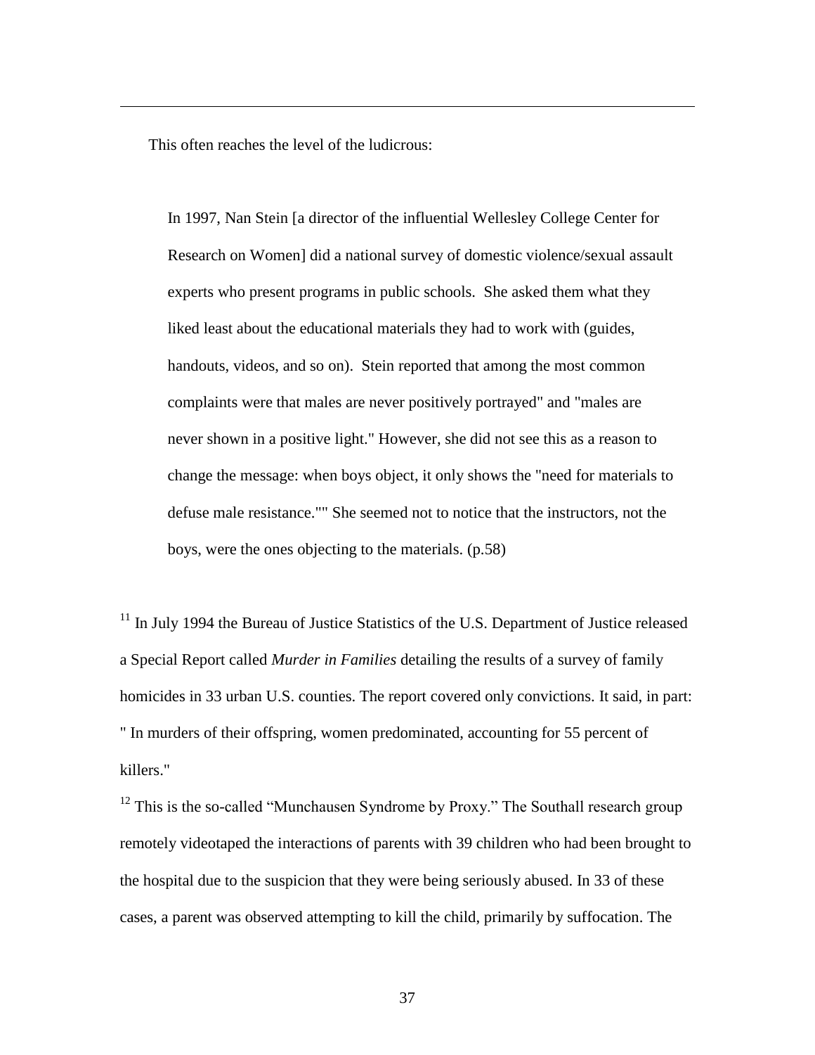This often reaches the level of the ludicrous:

> In 1997, Nan Stein [a director of the influential Wellesley College Center for Research on Women] did a national survey of domestic violence/sexual assault experts who present programs in public schools. She asked them what they liked least about the educational materials they had to work with (guides, handouts, videos, and so on). Stein reported that among the most common complaints were that males are never positively portrayed" and "males are never shown in a positive light." However, she did not see this as a reason to change the message: when boys object, it only shows the "need for materials to defuse male resistance."" She seemed not to notice that the instructors, not the boys, were the ones objecting to the materials. (p.58)

[11] In July 1994 the Bureau of Justice Statistics of the U.S. Department of Justice released a Special Report called *Murder in Families* detailing the results of a survey of family homicides in 33 urban U.S. counties. The report covered only convictions. It said, in part: " In murders of their offspring, women predominated, accounting for 55 percent of killers."

[12] This is the so-called "Munchausen Syndrome by Proxy." The Southall research group remotely videotaped the interactions of parents with 39 children who had been brought to the hospital due to the suspicion that they were being seriously abused. In 33 of these cases, a parent was observed attempting to kill the child, primarily by suffocation. The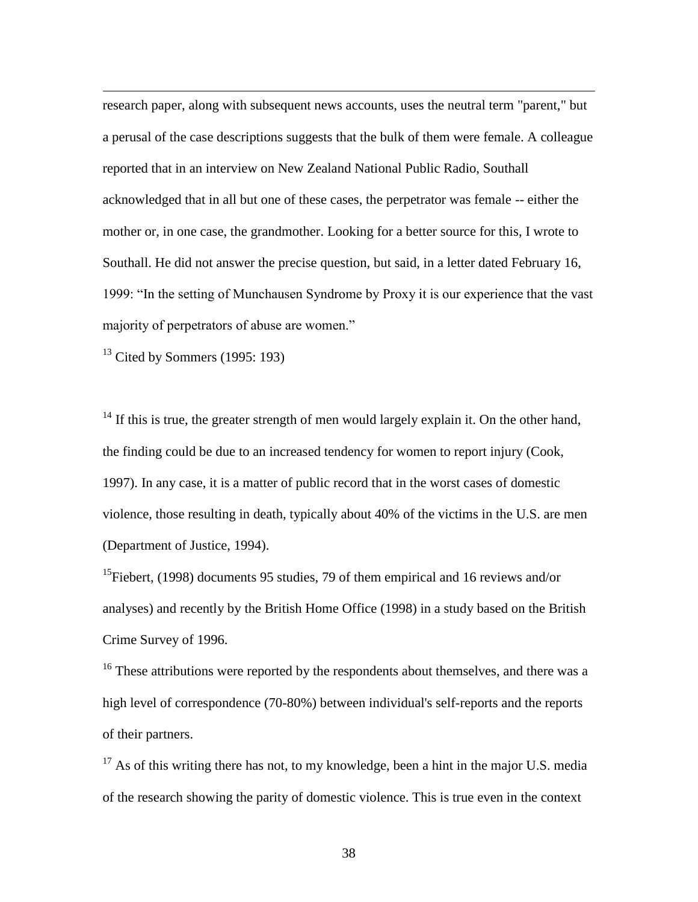research paper, along with subsequent news accounts, uses the neutral term "parent," but a perusal of the case descriptions suggests that the bulk of them were female. A colleague reported that in an interview on New Zealand National Public Radio, Southall acknowledged that in all but one of these cases, the perpetrator was female -- either the mother or, in one case, the grandmother. Looking for a better source for this, I wrote to Southall. He did not answer the precise question, but said, in a letter dated February 16, 1999: "In the setting of Munchausen Syndrome by Proxy it is our experience that the vast majority of perpetrators of abuse are women."

[13] Cited by Sommers (1995: 193)

[14] If this is true, the greater strength of men would largely explain it. On the other hand, the finding could be due to an increased tendency for women to report injury (Cook, 1997). In any case, it is a matter of public record that in the worst cases of domestic violence, those resulting in death, typically about 40% of the victims in the U.S. are men (Department of Justice, 1994).

[15] Fiebert, (1998) documents 95 studies, 79 of them empirical and 16 reviews and/or analyses) and recently by the British Home Office (1998) in a study based on the British Crime Survey of 1996.

[16] These attributions were reported by the respondents about themselves, and there was a high level of correspondence (70-80%) between individual's self-reports and the reports of their partners.

[17] As of this writing there has not, to my knowledge, been a hint in the major U.S. media of the research showing the parity of domestic violence. This is true even in the context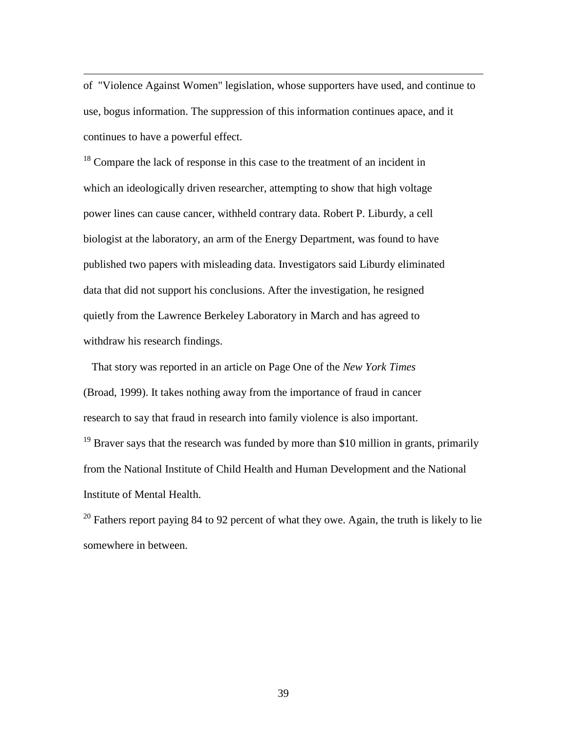of "Violence Against Women" legislation, whose supporters have used, and continue to use, bogus information. The suppression of this information continues apace, and it continues to have a powerful effect.

[18] Compare the lack of response in this case to the treatment of an incident in which an ideologically driven researcher, attempting to show that high voltage power lines can cause cancer, withheld contrary data. Robert P. Liburdy, a cell biologist at the laboratory, an arm of the Energy Department, was found to have published two papers with misleading data. Investigators said Liburdy eliminated data that did not support his conclusions. After the investigation, he resigned quietly from the Lawrence Berkeley Laboratory in March and has agreed to withdraw his research findings.

That story was reported in an article on Page One of the *New York Times* (Broad, 1999). It takes nothing away from the importance of fraud in cancer research to say that fraud in research into family violence is also important.

[19] Braver says that the research was funded by more than $10 million in grants, primarily from the National Institute of Child Health and Human Development and the National Institute of Mental Health.

[20] Fathers report paying 84 to 92 percent of what they owe. Again, the truth is likely to lie somewhere in between.